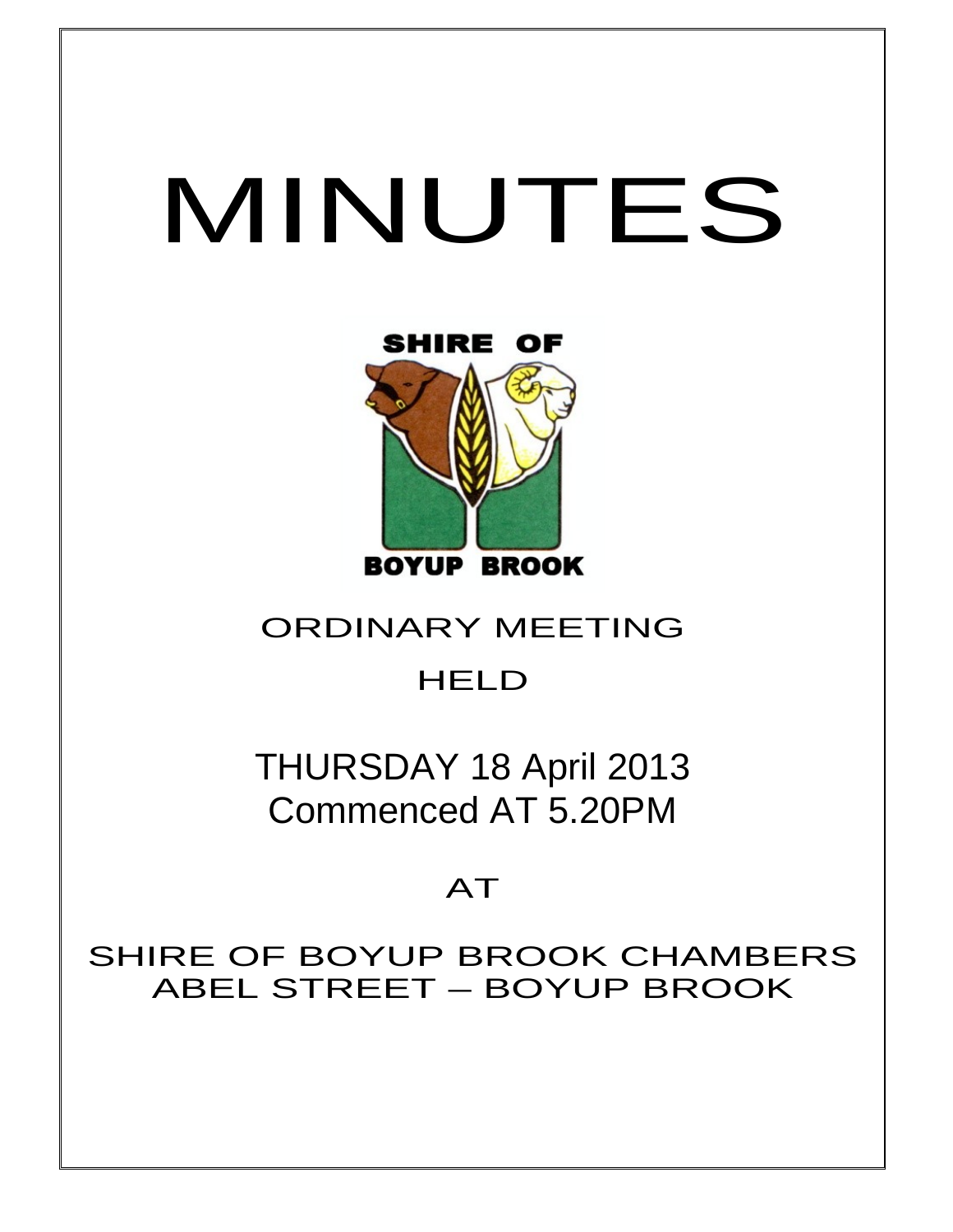# MINUTES

SHIRE OF

BOYUP BROOK

ORDINARY MEETING

HELD

THURSDAY 18 April 2013
Commenced AT 5.20PM

AT

SHIRE OF BOYUP BROOK CHAMBERS
ABEL STREET – BOYUP BROOK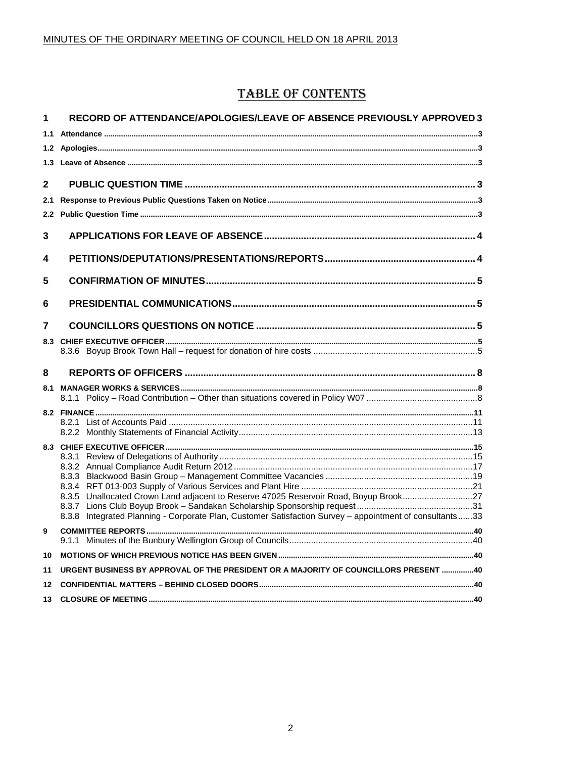# TABLE OF CONTENTS

| | | |
|---|---|---|
| **1** | **RECORD OF ATTENDANCE/APOLOGIES/LEAVE OF ABSENCE PREVIOUSLY APPROVED** | **3** |
| **1.1** | **Attendance** | **3** |
| **1.2** | **Apologies** | **3** |
| **1.3** | **Leave of Absence** | **3** |
| **2** | **PUBLIC QUESTION TIME** | **3** |
| **2.1** | **Response to Previous Public Questions Taken on Notice** | **3** |
| **2.2** | **Public Question Time** | **3** |
| **3** | **APPLICATIONS FOR LEAVE OF ABSENCE** | **4** |
| **4** | **PETITIONS/DEPUTATIONS/PRESENTATIONS/REPORTS** | **4** |
| **5** | **CONFIRMATION OF MINUTES** | **5** |
| **6** | **PRESIDENTIAL COMMUNICATIONS** | **5** |
| **7** | **COUNCILLORS QUESTIONS ON NOTICE** | **5** |
| **8.3** | **CHIEF EXECUTIVE OFFICER** | **5** |
| | 8.3.6 Boyup Brook Town Hall – request for donation of hire costs | 5 |
| **8** | **REPORTS OF OFFICERS** | **8** |
| **8.1** | **MANAGER WORKS & SERVICES** | **8** |
| | 8.1.1 Policy – Road Contribution – Other than situations covered in Policy W07 | 8 |
| **8.2** | **FINANCE** | **11** |
| | 8.2.1 List of Accounts Paid | 11 |
| | 8.2.2 Monthly Statements of Financial Activity | 13 |
| **8.3** | **CHIEF EXECUTIVE OFFICER** | **15** |
| | 8.3.1 Review of Delegations of Authority | 15 |
| | 8.3.2 Annual Compliance Audit Return 2012 | 17 |
| | 8.3.3 Blackwood Basin Group – Management Committee Vacancies | 19 |
| | 8.3.4 RFT 013-003 Supply of Various Services and Plant Hire | 21 |
| | 8.3.5 Unallocated Crown Land adjacent to Reserve 47025 Reservoir Road, Boyup Brook | 27 |
| | 8.3.7 Lions Club Boyup Brook – Sandakan Scholarship Sponsorship request | 31 |
| | 8.3.8 Integrated Planning - Corporate Plan, Customer Satisfaction Survey – appointment of consultants | 33 |
| **9** | **COMMITTEE REPORTS** | **40** |
| | 9.1.1 Minutes of the Bunbury Wellington Group of Councils | 40 |
| **10** | **MOTIONS OF WHICH PREVIOUS NOTICE HAS BEEN GIVEN** | **40** |
| **11** | **URGENT BUSINESS BY APPROVAL OF THE PRESIDENT OR A MAJORITY OF COUNCILLORS PRESENT** | **40** |
| **12** | **CONFIDENTIAL MATTERS – BEHIND CLOSED DOORS** | **40** |
| **13** | **CLOSURE OF MEETING** | **40** |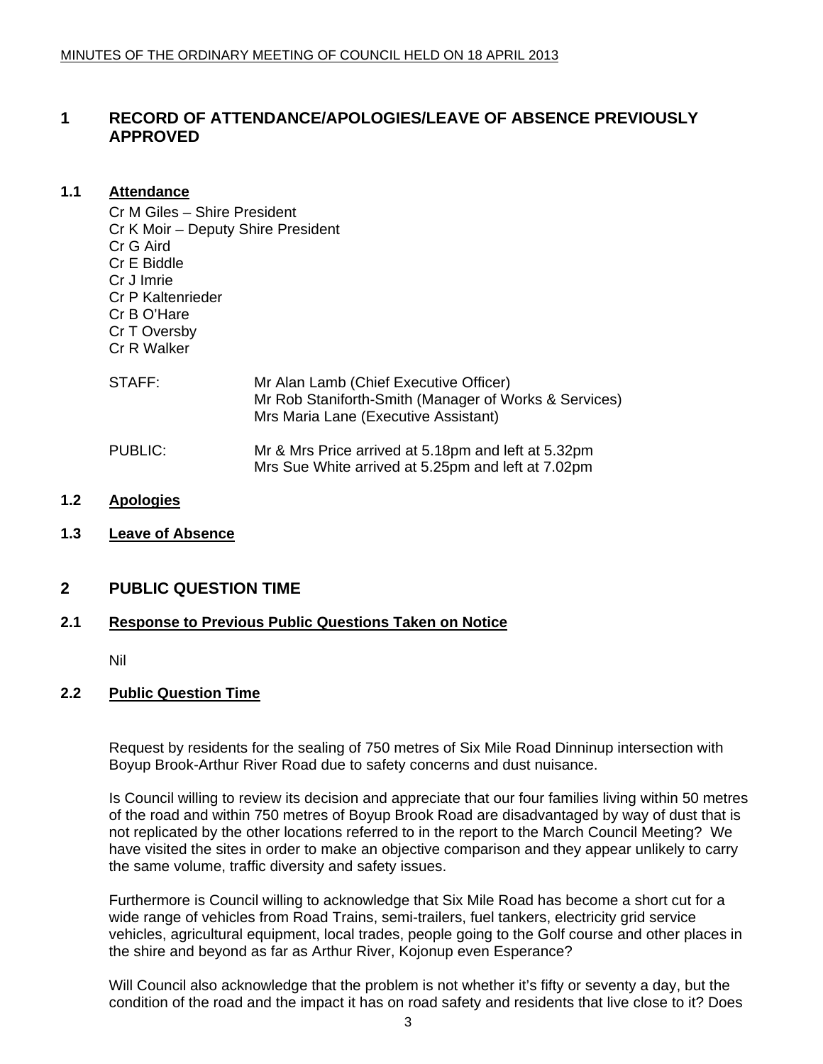# 1 RECORD OF ATTENDANCE/APOLOGIES/LEAVE OF ABSENCE PREVIOUSLY APPROVED

## 1.1 Attendance

Cr M Giles – Shire President
Cr K Moir – Deputy Shire President
Cr G Aird
Cr E Biddle
Cr J Imrie
Cr P Kaltenrieder
Cr B O'Hare
Cr T Oversby
Cr R Walker

STAFF: Mr Alan Lamb (Chief Executive Officer)
Mr Rob Staniforth-Smith (Manager of Works & Services)
Mrs Maria Lane (Executive Assistant)

PUBLIC: Mr & Mrs Price arrived at 5.18pm and left at 5.32pm
Mrs Sue White arrived at 5.25pm and left at 7.02pm

## 1.2 Apologies

## 1.3 Leave of Absence

# 2 PUBLIC QUESTION TIME

## 2.1 Response to Previous Public Questions Taken on Notice

Nil

## 2.2 Public Question Time

Request by residents for the sealing of 750 metres of Six Mile Road Dinninup intersection with Boyup Brook-Arthur River Road due to safety concerns and dust nuisance.

Is Council willing to review its decision and appreciate that our four families living within 50 metres of the road and within 750 metres of Boyup Brook Road are disadvantaged by way of dust that is not replicated by the other locations referred to in the report to the March Council Meeting? We have visited the sites in order to make an objective comparison and they appear unlikely to carry the same volume, traffic diversity and safety issues.

Furthermore is Council willing to acknowledge that Six Mile Road has become a short cut for a wide range of vehicles from Road Trains, semi-trailers, fuel tankers, electricity grid service vehicles, agricultural equipment, local trades, people going to the Golf course and other places in the shire and beyond as far as Arthur River, Kojonup even Esperance?

Will Council also acknowledge that the problem is not whether it's fifty or seventy a day, but the condition of the road and the impact it has on road safety and residents that live close to it? Does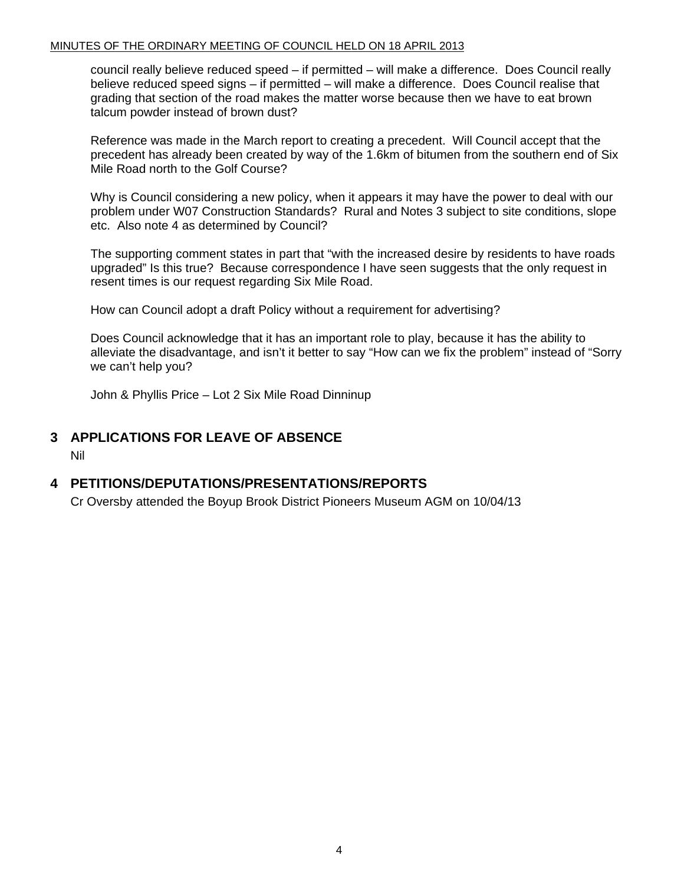council really believe reduced speed – if permitted – will make a difference. Does Council really believe reduced speed signs – if permitted – will make a difference. Does Council realise that grading that section of the road makes the matter worse because then we have to eat brown talcum powder instead of brown dust?

Reference was made in the March report to creating a precedent. Will Council accept that the precedent has already been created by way of the 1.6km of bitumen from the southern end of Six Mile Road north to the Golf Course?

Why is Council considering a new policy, when it appears it may have the power to deal with our problem under W07 Construction Standards? Rural and Notes 3 subject to site conditions, slope etc. Also note 4 as determined by Council?

The supporting comment states in part that "with the increased desire by residents to have roads upgraded" Is this true? Because correspondence I have seen suggests that the only request in resent times is our request regarding Six Mile Road.

How can Council adopt a draft Policy without a requirement for advertising?

Does Council acknowledge that it has an important role to play, because it has the ability to alleviate the disadvantage, and isn't it better to say "How can we fix the problem" instead of "Sorry we can't help you?

John & Phyllis Price – Lot 2 Six Mile Road Dinninup

## 3 APPLICATIONS FOR LEAVE OF ABSENCE

Nil

## 4 PETITIONS/DEPUTATIONS/PRESENTATIONS/REPORTS

Cr Oversby attended the Boyup Brook District Pioneers Museum AGM on 10/04/13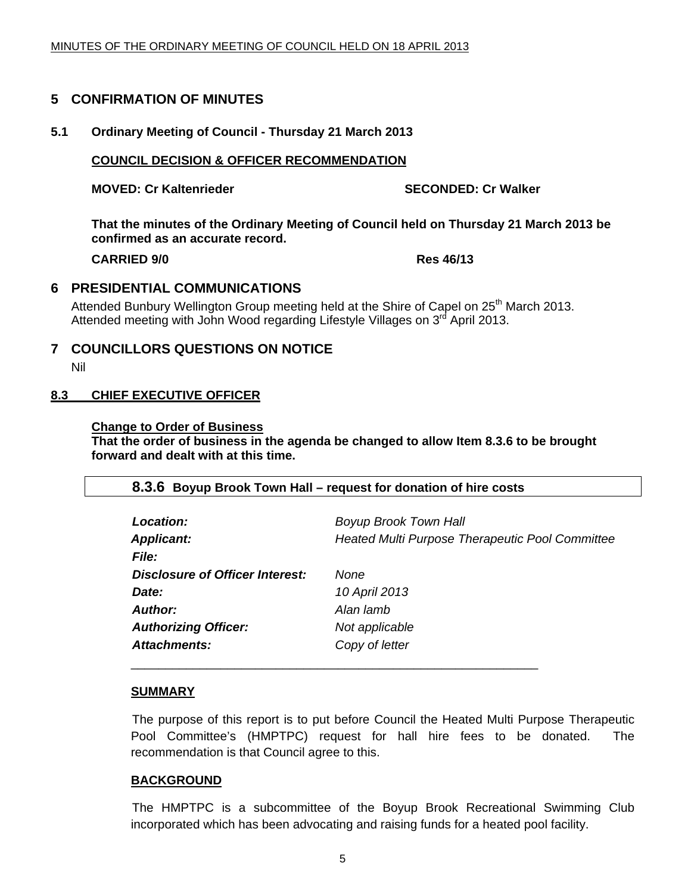# 5 CONFIRMATION OF MINUTES

## 5.1 Ordinary Meeting of Council - Thursday 21 March 2013

**COUNCIL DECISION & OFFICER RECOMMENDATION**

**MOVED: Cr Kaltenrieder** **SECONDED: Cr Walker**

**That the minutes of the Ordinary Meeting of Council held on Thursday 21 March 2013 be confirmed as an accurate record.**

**CARRIED 9/0** **Res 46/13**

# 6 PRESIDENTIAL COMMUNICATIONS

Attended Bunbury Wellington Group meeting held at the Shire of Capel on 25th March 2013.
Attended meeting with John Wood regarding Lifestyle Villages on 3rd April 2013.

# 7 COUNCILLORS QUESTIONS ON NOTICE

Nil

## 8.3 CHIEF EXECUTIVE OFFICER

**Change to Order of Business**
**That the order of business in the agenda be changed to allow Item 8.3.6 to be brought forward and dealt with at this time.**

### 8.3.6 Boyup Brook Town Hall – request for donation of hire costs

| | |
|---|---|
| ***Location:*** | *Boyup Brook Town Hall* |
| ***Applicant:*** | *Heated Multi Purpose Therapeutic Pool Committee* |
| ***File:*** | |
| ***Disclosure of Officer Interest:*** | *None* |
| ***Date:*** | *10 April 2013* |
| ***Author:*** | *Alan lamb* |
| ***Authorizing Officer:*** | *Not applicable* |
| ***Attachments:*** | *Copy of letter* |

**SUMMARY**

The purpose of this report is to put before Council the Heated Multi Purpose Therapeutic Pool Committee's (HMPTPC) request for hall hire fees to be donated. The recommendation is that Council agree to this.

**BACKGROUND**

The HMPTPC is a subcommittee of the Boyup Brook Recreational Swimming Club incorporated which has been advocating and raising funds for a heated pool facility.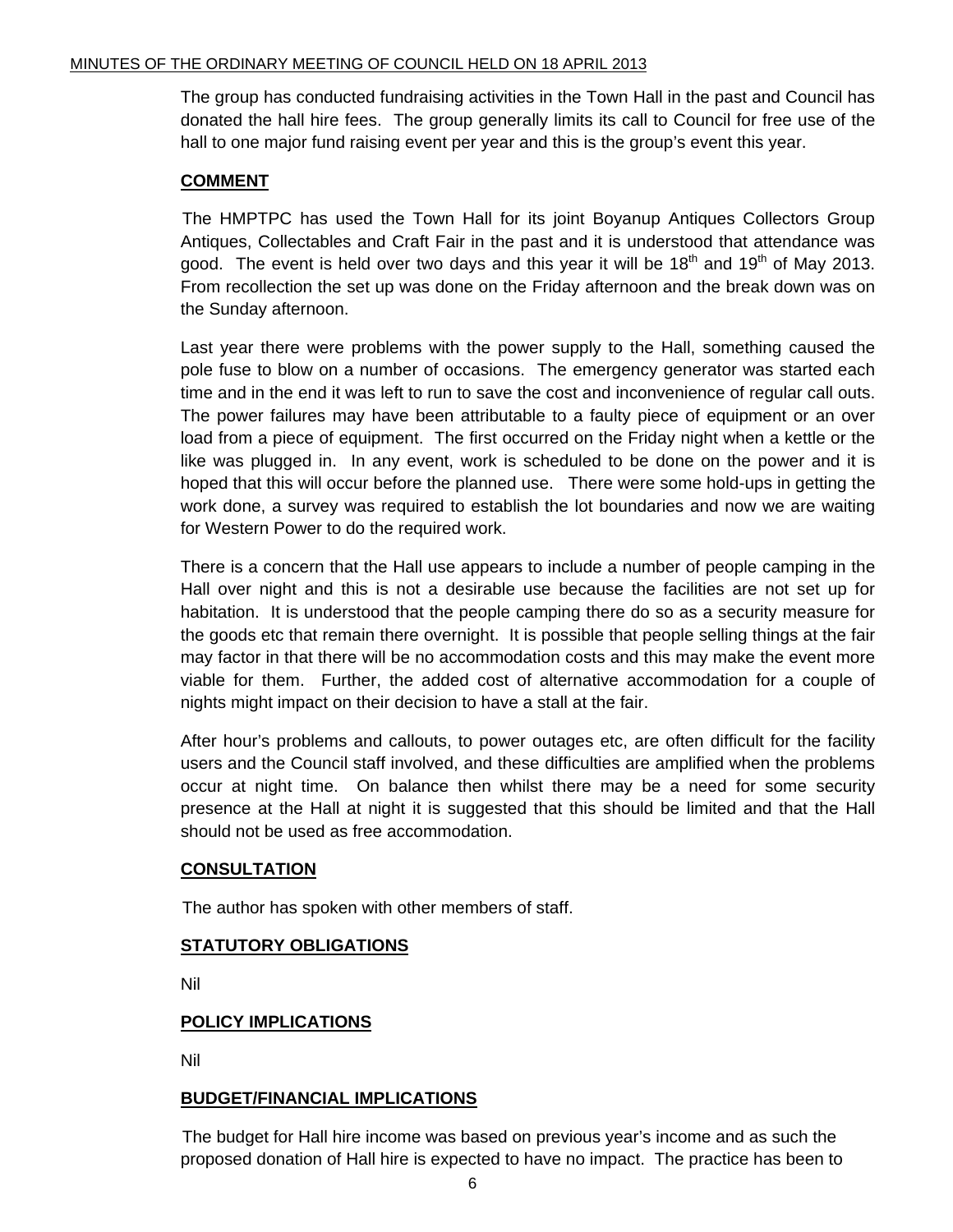The group has conducted fundraising activities in the Town Hall in the past and Council has donated the hall hire fees. The group generally limits its call to Council for free use of the hall to one major fund raising event per year and this is the group's event this year.

**COMMENT**

The HMPTPC has used the Town Hall for its joint Boyanup Antiques Collectors Group Antiques, Collectables and Craft Fair in the past and it is understood that attendance was good. The event is held over two days and this year it will be 18th and 19th of May 2013. From recollection the set up was done on the Friday afternoon and the break down was on the Sunday afternoon.

Last year there were problems with the power supply to the Hall, something caused the pole fuse to blow on a number of occasions. The emergency generator was started each time and in the end it was left to run to save the cost and inconvenience of regular call outs. The power failures may have been attributable to a faulty piece of equipment or an over load from a piece of equipment. The first occurred on the Friday night when a kettle or the like was plugged in. In any event, work is scheduled to be done on the power and it is hoped that this will occur before the planned use. There were some hold-ups in getting the work done, a survey was required to establish the lot boundaries and now we are waiting for Western Power to do the required work.

There is a concern that the Hall use appears to include a number of people camping in the Hall over night and this is not a desirable use because the facilities are not set up for habitation. It is understood that the people camping there do so as a security measure for the goods etc that remain there overnight. It is possible that people selling things at the fair may factor in that there will be no accommodation costs and this may make the event more viable for them. Further, the added cost of alternative accommodation for a couple of nights might impact on their decision to have a stall at the fair.

After hour's problems and callouts, to power outages etc, are often difficult for the facility users and the Council staff involved, and these difficulties are amplified when the problems occur at night time. On balance then whilst there may be a need for some security presence at the Hall at night it is suggested that this should be limited and that the Hall should not be used as free accommodation.

**CONSULTATION**

The author has spoken with other members of staff.

**STATUTORY OBLIGATIONS**

Nil

**POLICY IMPLICATIONS**

Nil

**BUDGET/FINANCIAL IMPLICATIONS**

The budget for Hall hire income was based on previous year's income and as such the proposed donation of Hall hire is expected to have no impact. The practice has been to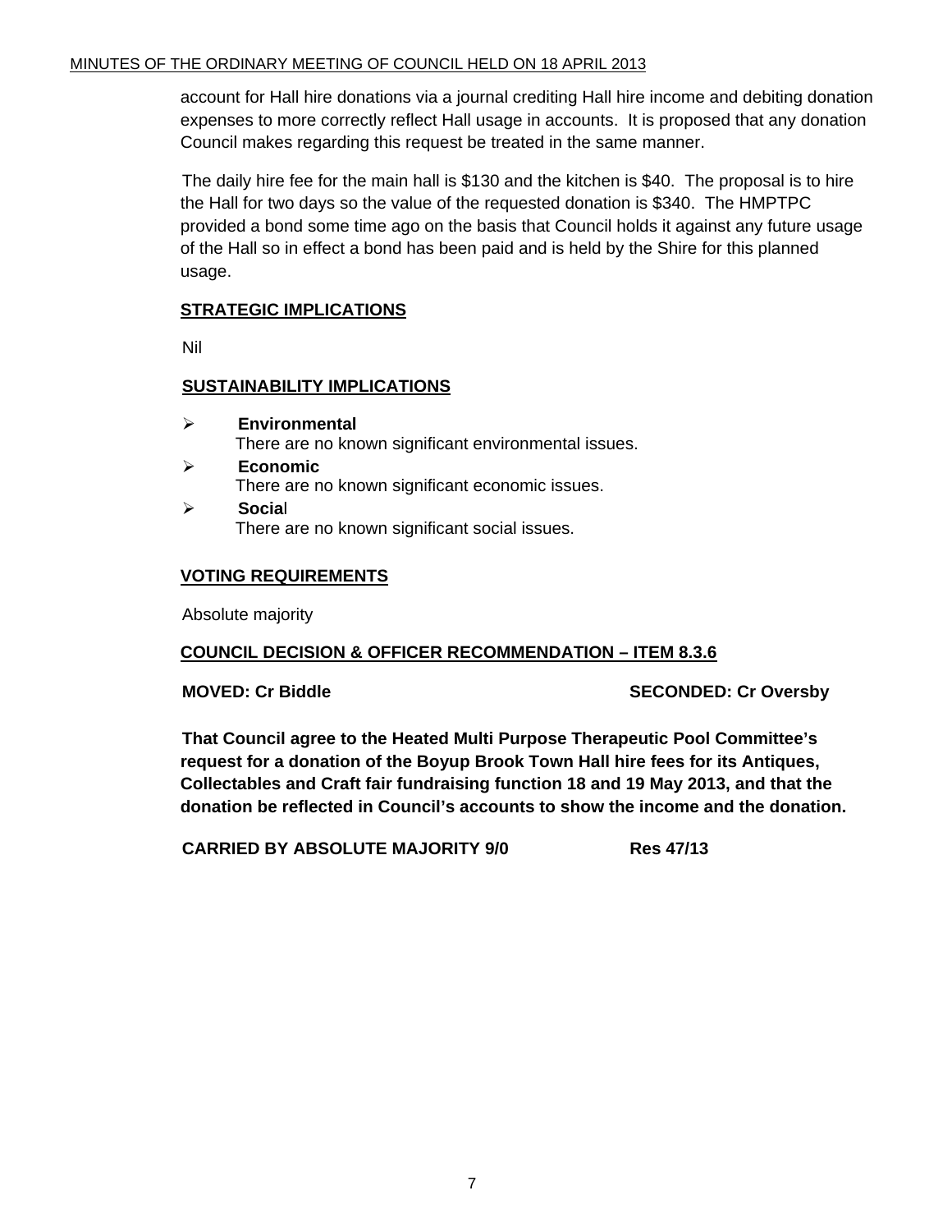account for Hall hire donations via a journal crediting Hall hire income and debiting donation expenses to more correctly reflect Hall usage in accounts. It is proposed that any donation Council makes regarding this request be treated in the same manner.

The daily hire fee for the main hall is $130 and the kitchen is $40. The proposal is to hire the Hall for two days so the value of the requested donation is $340. The HMPTPC provided a bond some time ago on the basis that Council holds it against any future usage of the Hall so in effect a bond has been paid and is held by the Shire for this planned usage.

**STRATEGIC IMPLICATIONS**

Nil

**SUSTAINABILITY IMPLICATIONS**

- **Environmental**
  There are no known significant environmental issues.
- **Economic**
  There are no known significant economic issues.
- **Social**
  There are no known significant social issues.

**VOTING REQUIREMENTS**

Absolute majority

**COUNCIL DECISION & OFFICER RECOMMENDATION – ITEM 8.3.6**

**MOVED: Cr Biddle** **SECONDED: Cr Oversby**

**That Council agree to the Heated Multi Purpose Therapeutic Pool Committee's request for a donation of the Boyup Brook Town Hall hire fees for its Antiques, Collectables and Craft fair fundraising function 18 and 19 May 2013, and that the donation be reflected in Council's accounts to show the income and the donation.**

**CARRIED BY ABSOLUTE MAJORITY 9/0** **Res 47/13**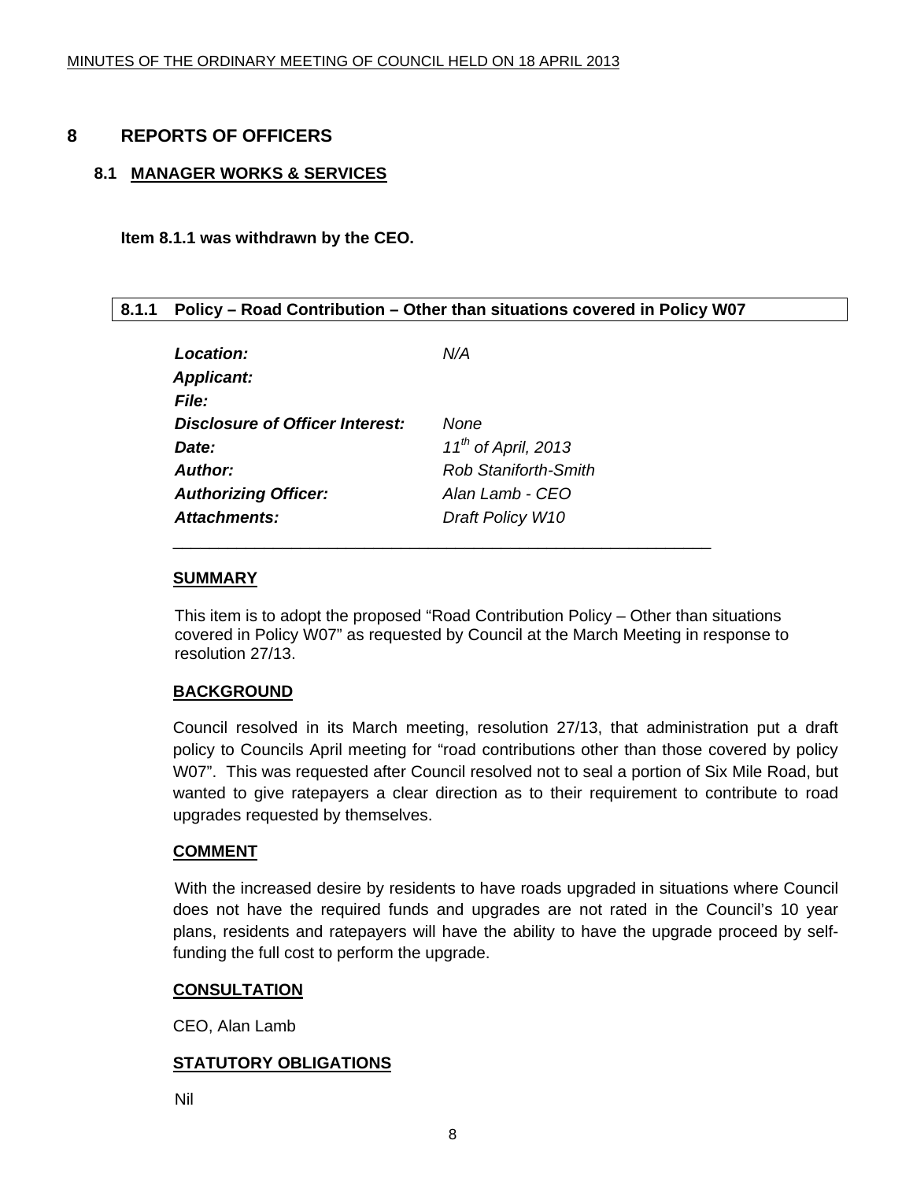# 8 REPORTS OF OFFICERS

## 8.1 MANAGER WORKS & SERVICES

**Item 8.1.1 was withdrawn by the CEO.**

### 8.1.1 Policy – Road Contribution – Other than situations covered in Policy W07

| | |
|---|---|
| ***Location:*** | *N/A* |
| ***Applicant:*** | |
| ***File:*** | |
| ***Disclosure of Officer Interest:*** | *None* |
| ***Date:*** | *11th of April, 2013* |
| ***Author:*** | *Rob Staniforth-Smith* |
| ***Authorizing Officer:*** | *Alan Lamb - CEO* |
| ***Attachments:*** | *Draft Policy W10* |

**SUMMARY**

This item is to adopt the proposed "Road Contribution Policy – Other than situations covered in Policy W07" as requested by Council at the March Meeting in response to resolution 27/13.

**BACKGROUND**

Council resolved in its March meeting, resolution 27/13, that administration put a draft policy to Councils April meeting for "road contributions other than those covered by policy W07". This was requested after Council resolved not to seal a portion of Six Mile Road, but wanted to give ratepayers a clear direction as to their requirement to contribute to road upgrades requested by themselves.

**COMMENT**

With the increased desire by residents to have roads upgraded in situations where Council does not have the required funds and upgrades are not rated in the Council's 10 year plans, residents and ratepayers will have the ability to have the upgrade proceed by self-funding the full cost to perform the upgrade.

**CONSULTATION**

CEO, Alan Lamb

**STATUTORY OBLIGATIONS**

Nil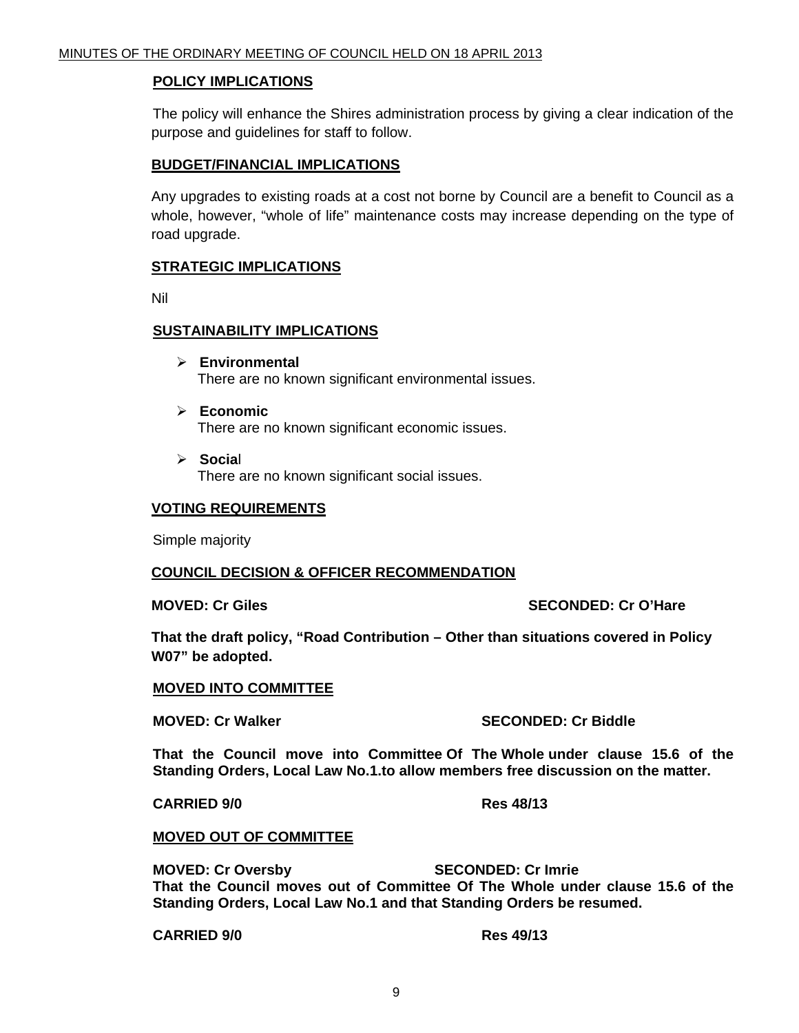**POLICY IMPLICATIONS**

The policy will enhance the Shires administration process by giving a clear indication of the purpose and guidelines for staff to follow.

**BUDGET/FINANCIAL IMPLICATIONS**

Any upgrades to existing roads at a cost not borne by Council are a benefit to Council as a whole, however, "whole of life" maintenance costs may increase depending on the type of road upgrade.

**STRATEGIC IMPLICATIONS**

Nil

**SUSTAINABILITY IMPLICATIONS**

- **Environmental**
  There are no known significant environmental issues.

- **Economic**
  There are no known significant economic issues.

- **Social**
  There are no known significant social issues.

**VOTING REQUIREMENTS**

Simple majority

**COUNCIL DECISION & OFFICER RECOMMENDATION**

**MOVED: Cr Giles SECONDED: Cr O'Hare**

**That the draft policy, "Road Contribution – Other than situations covered in Policy W07" be adopted.**

**MOVED INTO COMMITTEE**

**MOVED: Cr Walker SECONDED: Cr Biddle**

**That the Council move into Committee Of The Whole under clause 15.6 of the Standing Orders, Local Law No.1.to allow members free discussion on the matter.**

**CARRIED 9/0 Res 48/13**

**MOVED OUT OF COMMITTEE**

**MOVED: Cr Oversby SECONDED: Cr Imrie**
**That the Council moves out of Committee Of The Whole under clause 15.6 of the Standing Orders, Local Law No.1 and that Standing Orders be resumed.**

**CARRIED 9/0 Res 49/13**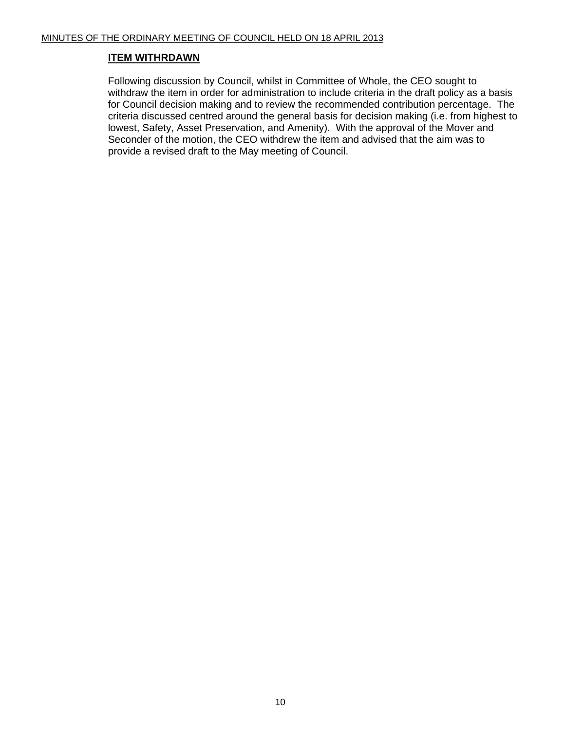**ITEM WITHRDAWN**

Following discussion by Council, whilst in Committee of Whole, the CEO sought to withdraw the item in order for administration to include criteria in the draft policy as a basis for Council decision making and to review the recommended contribution percentage. The criteria discussed centred around the general basis for decision making (i.e. from highest to lowest, Safety, Asset Preservation, and Amenity). With the approval of the Mover and Seconder of the motion, the CEO withdrew the item and advised that the aim was to provide a revised draft to the May meeting of Council.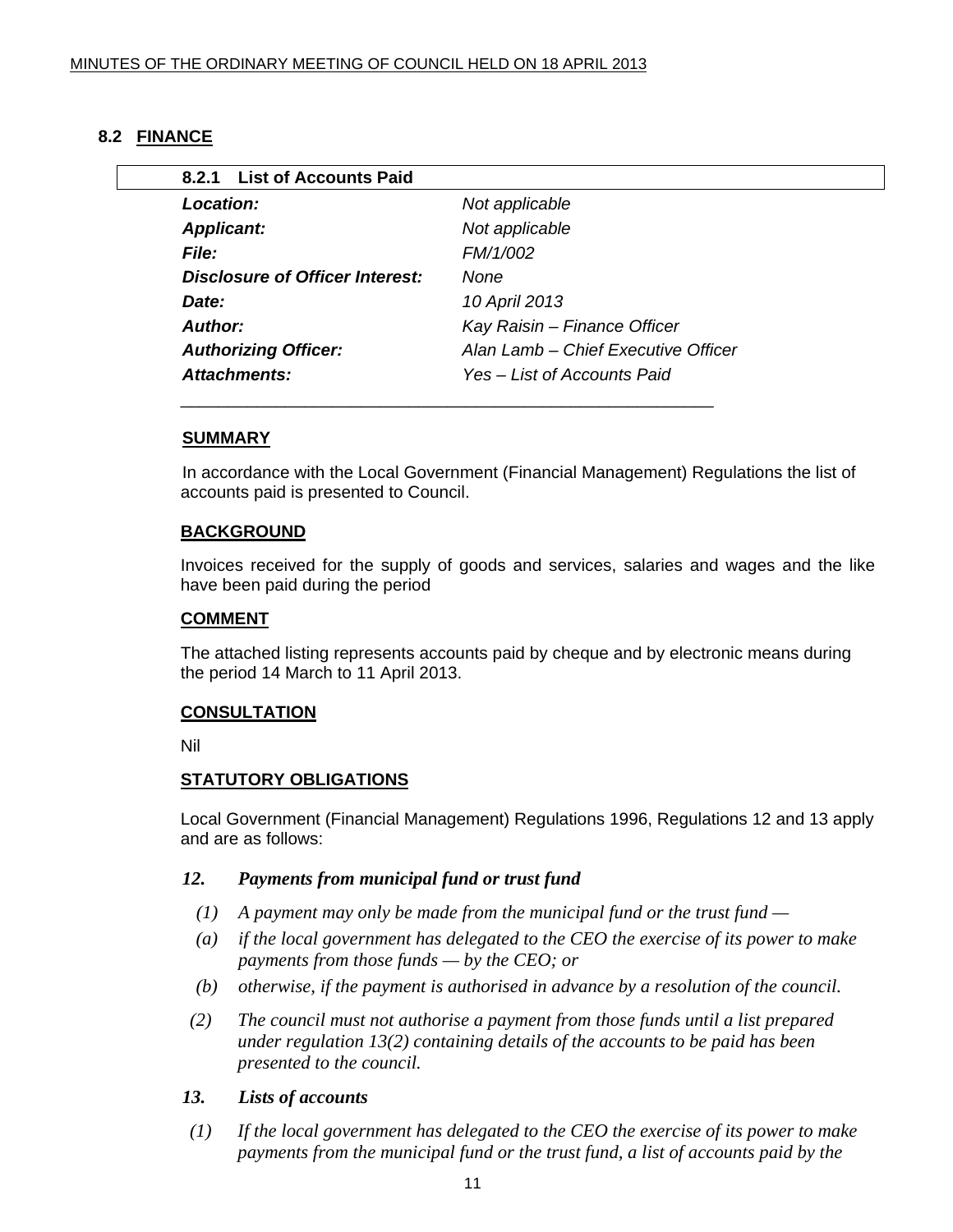## 8.2 FINANCE

### 8.2.1 List of Accounts Paid

| | |
|---|---|
| ***Location:*** | *Not applicable* |
| ***Applicant:*** | *Not applicable* |
| ***File:*** | *FM/1/002* |
| ***Disclosure of Officer Interest:*** | *None* |
| ***Date:*** | *10 April 2013* |
| ***Author:*** | *Kay Raisin – Finance Officer* |
| ***Authorizing Officer:*** | *Alan Lamb – Chief Executive Officer* |
| ***Attachments:*** | *Yes – List of Accounts Paid* |

**SUMMARY**

In accordance with the Local Government (Financial Management) Regulations the list of accounts paid is presented to Council.

**BACKGROUND**

Invoices received for the supply of goods and services, salaries and wages and the like have been paid during the period

**COMMENT**

The attached listing represents accounts paid by cheque and by electronic means during the period 14 March to 11 April 2013.

**CONSULTATION**

Nil

**STATUTORY OBLIGATIONS**

Local Government (Financial Management) Regulations 1996, Regulations 12 and 13 apply and are as follows:

***12. Payments from municipal fund or trust fund***

*(1) A payment may only be made from the municipal fund or the trust fund —*

*(a) if the local government has delegated to the CEO the exercise of its power to make payments from those funds — by the CEO; or*

*(b) otherwise, if the payment is authorised in advance by a resolution of the council.*

*(2) The council must not authorise a payment from those funds until a list prepared under regulation 13(2) containing details of the accounts to be paid has been presented to the council.*

***13. Lists of accounts***

*(1) If the local government has delegated to the CEO the exercise of its power to make payments from the municipal fund or the trust fund, a list of accounts paid by the*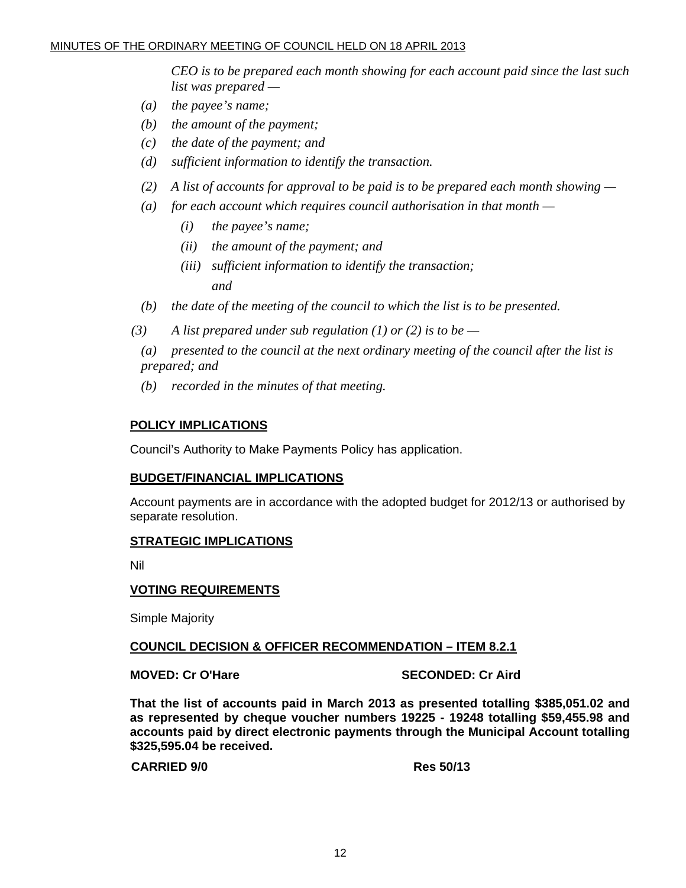*CEO is to be prepared each month showing for each account paid since the last such list was prepared —*

*(a) the payee's name;*

*(b) the amount of the payment;*

*(c) the date of the payment; and*

*(d) sufficient information to identify the transaction.*

*(2) A list of accounts for approval to be paid is to be prepared each month showing —*

*(a) for each account which requires council authorisation in that month —*

*(i) the payee's name;*

*(ii) the amount of the payment; and*

*(iii) sufficient information to identify the transaction; and*

*(b) the date of the meeting of the council to which the list is to be presented.*

*(3) A list prepared under sub regulation (1) or (2) is to be —*

*(a) presented to the council at the next ordinary meeting of the council after the list is prepared; and*

*(b) recorded in the minutes of that meeting.*

**POLICY IMPLICATIONS**

Council's Authority to Make Payments Policy has application.

**BUDGET/FINANCIAL IMPLICATIONS**

Account payments are in accordance with the adopted budget for 2012/13 or authorised by separate resolution.

**STRATEGIC IMPLICATIONS**

Nil

**VOTING REQUIREMENTS**

Simple Majority

**COUNCIL DECISION & OFFICER RECOMMENDATION – ITEM 8.2.1**

**MOVED: Cr O'Hare SECONDED: Cr Aird**

**That the list of accounts paid in March 2013 as presented totalling $385,051.02 and as represented by cheque voucher numbers 19225 - 19248 totalling $59,455.98 and accounts paid by direct electronic payments through the Municipal Account totalling $325,595.04 be received.**

**CARRIED 9/0 Res 50/13**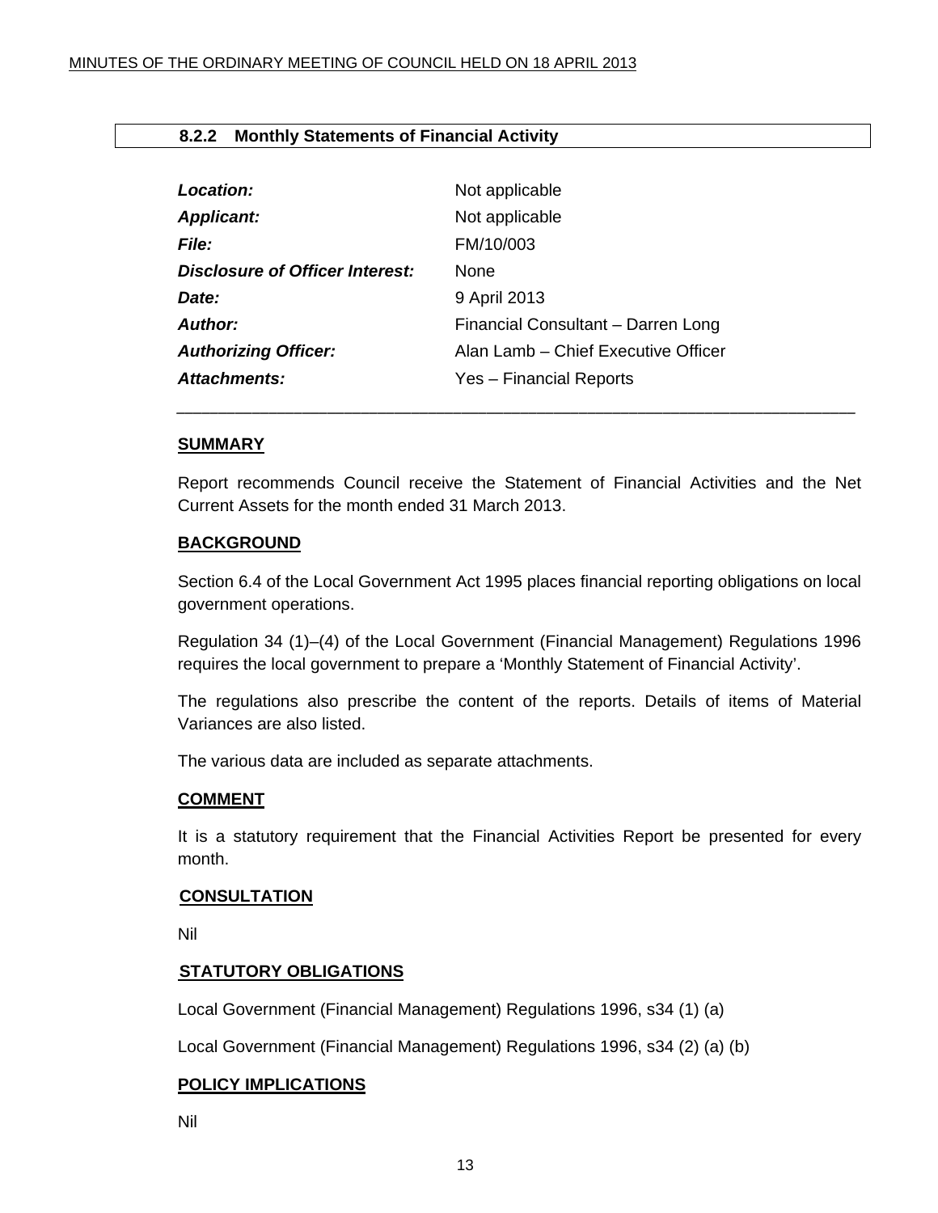### 8.2.2 Monthly Statements of Financial Activity

| | |
|---|---|
| ***Location:*** | Not applicable |
| ***Applicant:*** | Not applicable |
| ***File:*** | FM/10/003 |
| ***Disclosure of Officer Interest:*** | None |
| ***Date:*** | 9 April 2013 |
| ***Author:*** | Financial Consultant – Darren Long |
| ***Authorizing Officer:*** | Alan Lamb – Chief Executive Officer |
| ***Attachments:*** | Yes – Financial Reports |

#### SUMMARY

Report recommends Council receive the Statement of Financial Activities and the Net Current Assets for the month ended 31 March 2013.

#### BACKGROUND

Section 6.4 of the Local Government Act 1995 places financial reporting obligations on local government operations.

Regulation 34 (1)–(4) of the Local Government (Financial Management) Regulations 1996 requires the local government to prepare a 'Monthly Statement of Financial Activity'.

The regulations also prescribe the content of the reports. Details of items of Material Variances are also listed.

The various data are included as separate attachments.

#### COMMENT

It is a statutory requirement that the Financial Activities Report be presented for every month.

#### CONSULTATION

Nil

#### STATUTORY OBLIGATIONS

Local Government (Financial Management) Regulations 1996, s34 (1) (a)

Local Government (Financial Management) Regulations 1996, s34 (2) (a) (b)

#### POLICY IMPLICATIONS

Nil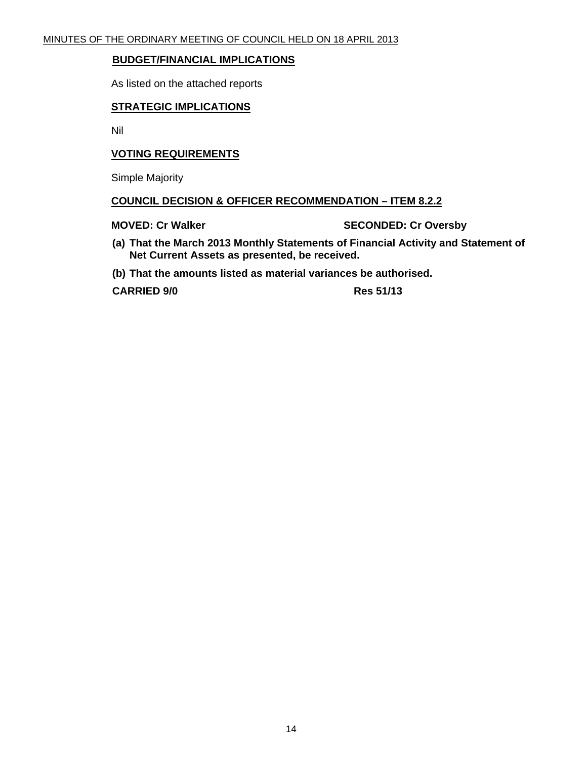## BUDGET/FINANCIAL IMPLICATIONS

As listed on the attached reports

## STRATEGIC IMPLICATIONS

Nil

## VOTING REQUIREMENTS

Simple Majority

## COUNCIL DECISION & OFFICER RECOMMENDATION – ITEM 8.2.2

**MOVED: Cr Walker** **SECONDED: Cr Oversby**

**(a) That the March 2013 Monthly Statements of Financial Activity and Statement of Net Current Assets as presented, be received.**

**(b) That the amounts listed as material variances be authorised.**

**CARRIED 9/0** **Res 51/13**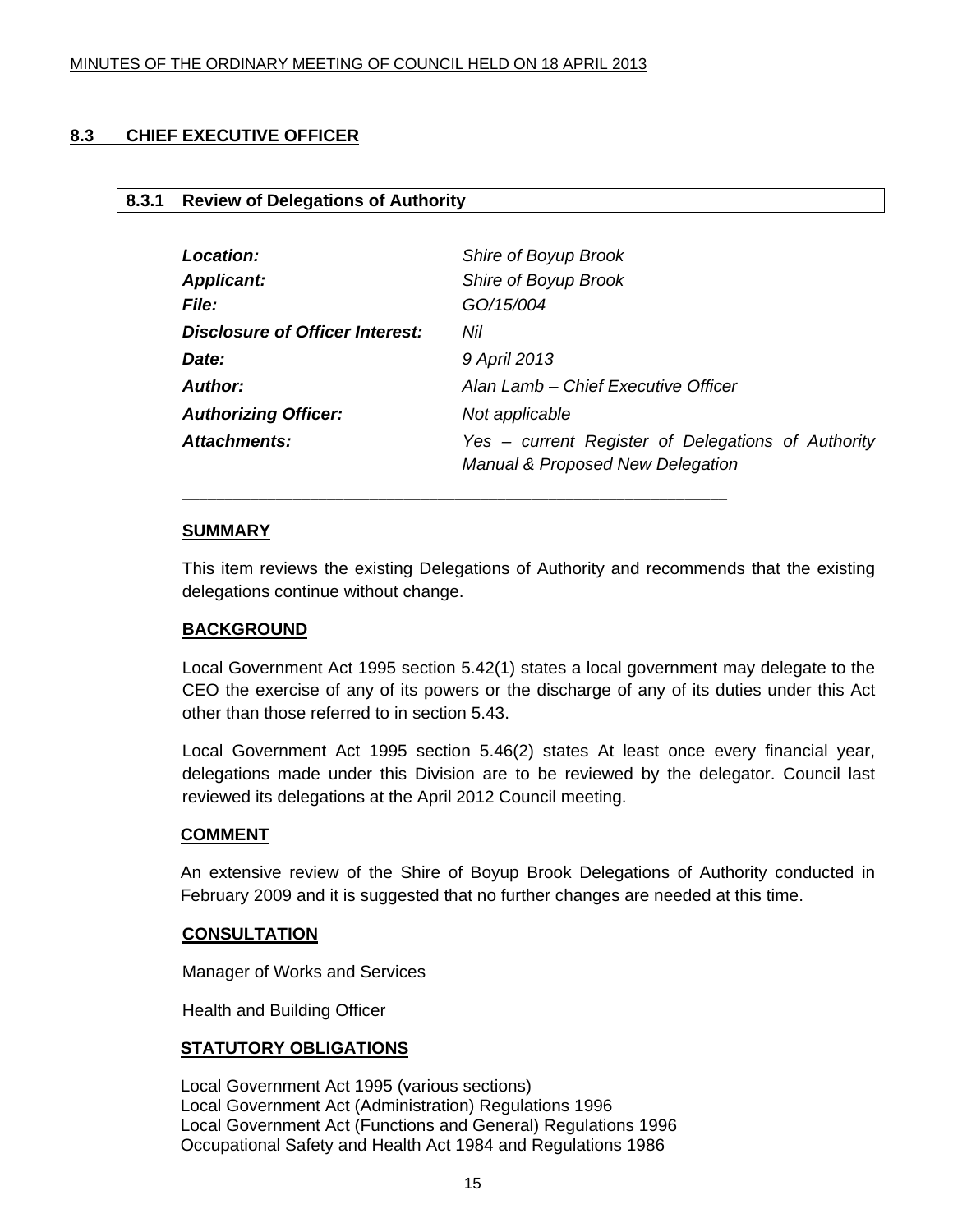## 8.3 CHIEF EXECUTIVE OFFICER

### 8.3.1 Review of Delegations of Authority

| | |
|---|---|
| ***Location:*** | *Shire of Boyup Brook* |
| ***Applicant:*** | *Shire of Boyup Brook* |
| ***File:*** | *GO/15/004* |
| ***Disclosure of Officer Interest:*** | *Nil* |
| ***Date:*** | *9 April 2013* |
| ***Author:*** | *Alan Lamb – Chief Executive Officer* |
| ***Authorizing Officer:*** | *Not applicable* |
| ***Attachments:*** | *Yes – current Register of Delegations of Authority Manual & Proposed New Delegation* |

---

**SUMMARY**

This item reviews the existing Delegations of Authority and recommends that the existing delegations continue without change.

**BACKGROUND**

Local Government Act 1995 section 5.42(1) states a local government may delegate to the CEO the exercise of any of its powers or the discharge of any of its duties under this Act other than those referred to in section 5.43.

Local Government Act 1995 section 5.46(2) states At least once every financial year, delegations made under this Division are to be reviewed by the delegator. Council last reviewed its delegations at the April 2012 Council meeting.

**COMMENT**

An extensive review of the Shire of Boyup Brook Delegations of Authority conducted in February 2009 and it is suggested that no further changes are needed at this time.

**CONSULTATION**

Manager of Works and Services

Health and Building Officer

**STATUTORY OBLIGATIONS**

Local Government Act 1995 (various sections)
Local Government Act (Administration) Regulations 1996
Local Government Act (Functions and General) Regulations 1996
Occupational Safety and Health Act 1984 and Regulations 1986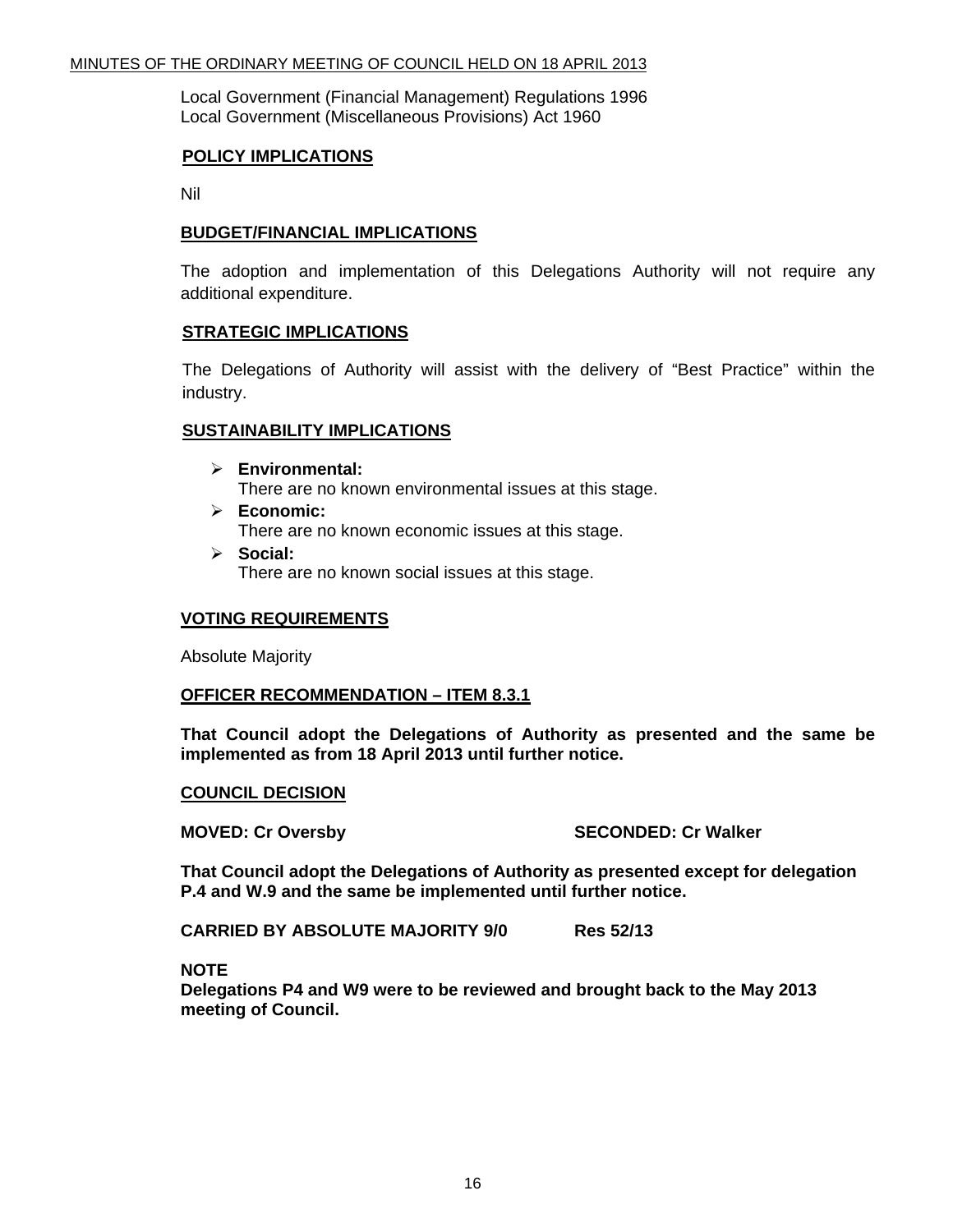Local Government (Financial Management) Regulations 1996
Local Government (Miscellaneous Provisions) Act 1960

## POLICY IMPLICATIONS

Nil

## BUDGET/FINANCIAL IMPLICATIONS

The adoption and implementation of this Delegations Authority will not require any additional expenditure.

## STRATEGIC IMPLICATIONS

The Delegations of Authority will assist with the delivery of "Best Practice" within the industry.

## SUSTAINABILITY IMPLICATIONS

- **Environmental:**
  There are no known environmental issues at this stage.
- **Economic:**
  There are no known economic issues at this stage.
- **Social:**
  There are no known social issues at this stage.

## VOTING REQUIREMENTS

Absolute Majority

## OFFICER RECOMMENDATION – ITEM 8.3.1

**That Council adopt the Delegations of Authority as presented and the same be implemented as from 18 April 2013 until further notice.**

## COUNCIL DECISION

**MOVED: Cr Oversby SECONDED: Cr Walker**

**That Council adopt the Delegations of Authority as presented except for delegation P.4 and W.9 and the same be implemented until further notice.**

**CARRIED BY ABSOLUTE MAJORITY 9/0 Res 52/13**

**NOTE**
**Delegations P4 and W9 were to be reviewed and brought back to the May 2013 meeting of Council.**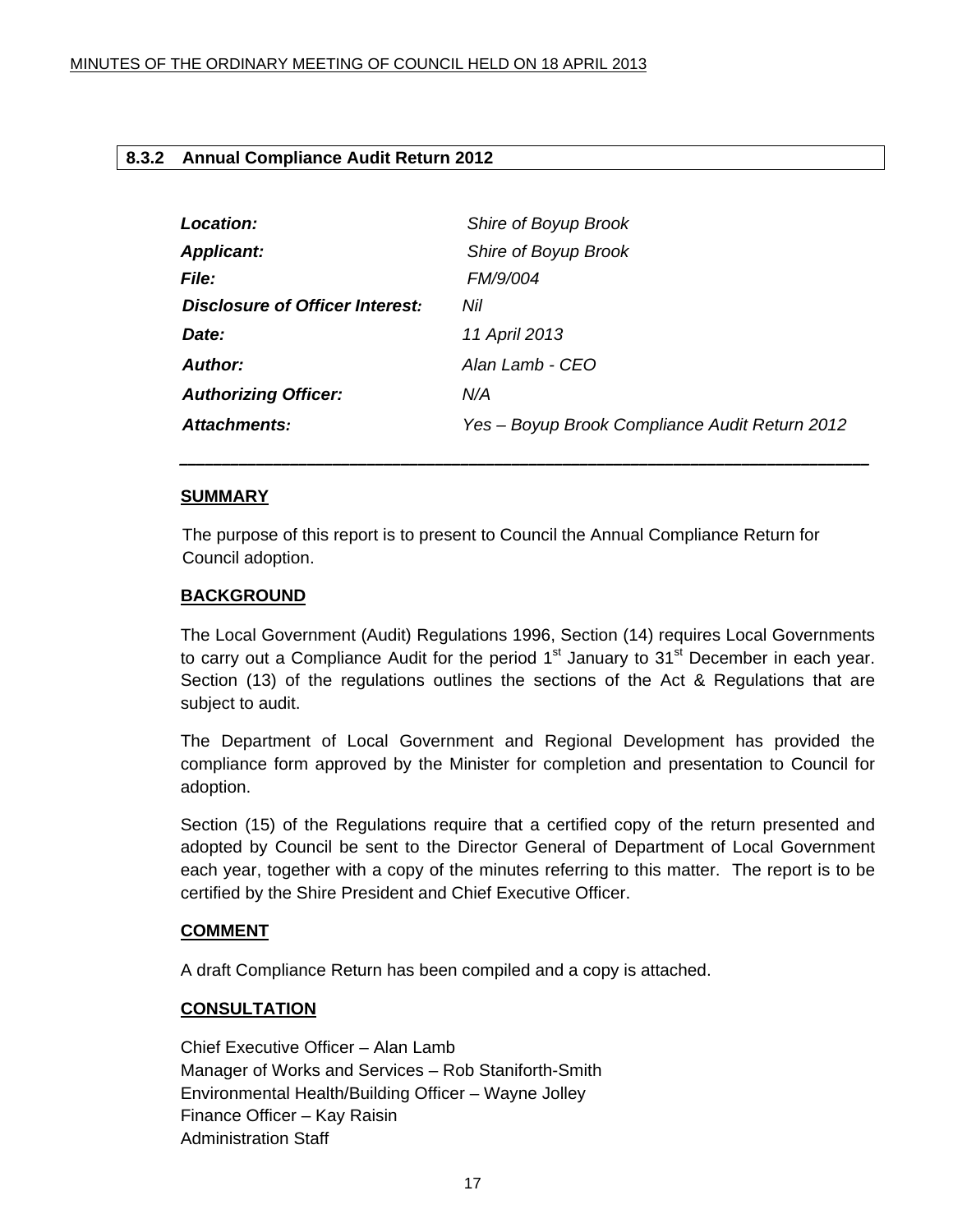## 8.3.2 Annual Compliance Audit Return 2012

| | |
|---|---|
| ***Location:*** | *Shire of Boyup Brook* |
| ***Applicant:*** | *Shire of Boyup Brook* |
| ***File:*** | *FM/9/004* |
| ***Disclosure of Officer Interest:*** | *Nil* |
| ***Date:*** | *11 April 2013* |
| ***Author:*** | *Alan Lamb - CEO* |
| ***Authorizing Officer:*** | *N/A* |
| ***Attachments:*** | *Yes – Boyup Brook Compliance Audit Return 2012* |

---

### SUMMARY

The purpose of this report is to present to Council the Annual Compliance Return for Council adoption.

### BACKGROUND

The Local Government (Audit) Regulations 1996, Section (14) requires Local Governments to carry out a Compliance Audit for the period 1st January to 31st December in each year. Section (13) of the regulations outlines the sections of the Act & Regulations that are subject to audit.

The Department of Local Government and Regional Development has provided the compliance form approved by the Minister for completion and presentation to Council for adoption.

Section (15) of the Regulations require that a certified copy of the return presented and adopted by Council be sent to the Director General of Department of Local Government each year, together with a copy of the minutes referring to this matter. The report is to be certified by the Shire President and Chief Executive Officer.

### COMMENT

A draft Compliance Return has been compiled and a copy is attached.

### CONSULTATION

Chief Executive Officer – Alan Lamb
Manager of Works and Services – Rob Staniforth-Smith
Environmental Health/Building Officer – Wayne Jolley
Finance Officer – Kay Raisin
Administration Staff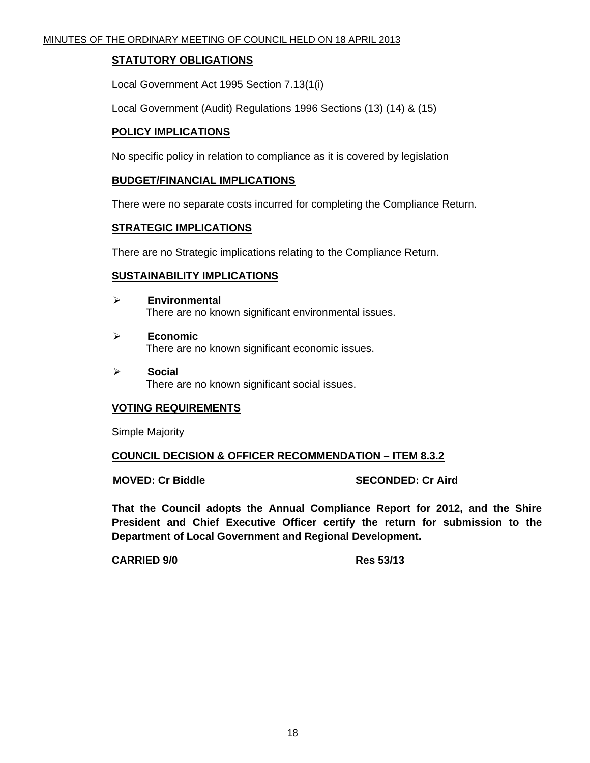## STATUTORY OBLIGATIONS

Local Government Act 1995 Section 7.13(1(i)

Local Government (Audit) Regulations 1996 Sections (13) (14) & (15)

## POLICY IMPLICATIONS

No specific policy in relation to compliance as it is covered by legislation

## BUDGET/FINANCIAL IMPLICATIONS

There were no separate costs incurred for completing the Compliance Return.

## STRATEGIC IMPLICATIONS

There are no Strategic implications relating to the Compliance Return.

## SUSTAINABILITY IMPLICATIONS

- **Environmental**
  There are no known significant environmental issues.
- **Economic**
  There are no known significant economic issues.
- **Social**
  There are no known significant social issues.

## VOTING REQUIREMENTS

Simple Majority

## COUNCIL DECISION & OFFICER RECOMMENDATION – ITEM 8.3.2

**MOVED: Cr Biddle** **SECONDED: Cr Aird**

**That the Council adopts the Annual Compliance Report for 2012, and the Shire President and Chief Executive Officer certify the return for submission to the Department of Local Government and Regional Development.**

**CARRIED 9/0** **Res 53/13**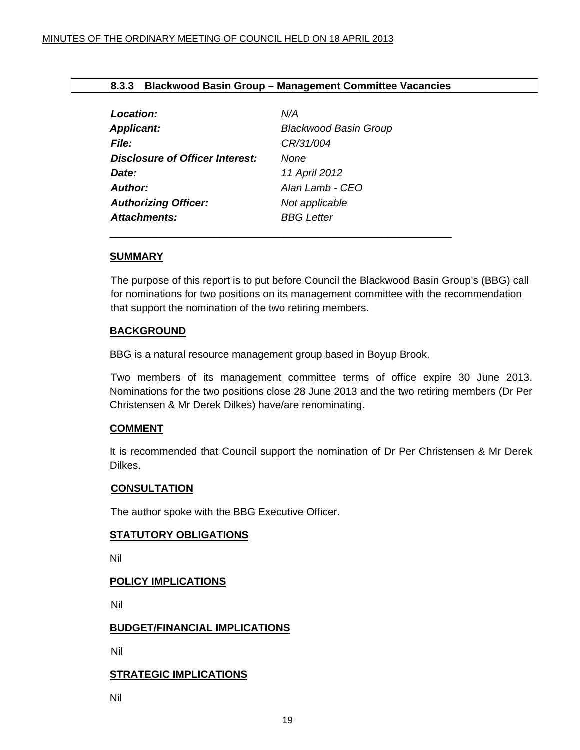### 8.3.3 Blackwood Basin Group – Management Committee Vacancies

| | |
|---|---|
| ***Location:*** | *N/A* |
| ***Applicant:*** | *Blackwood Basin Group* |
| ***File:*** | *CR/31/004* |
| ***Disclosure of Officer Interest:*** | *None* |
| ***Date:*** | *11 April 2012* |
| ***Author:*** | *Alan Lamb - CEO* |
| ***Authorizing Officer:*** | *Not applicable* |
| ***Attachments:*** | *BBG Letter* |

---

**SUMMARY**

The purpose of this report is to put before Council the Blackwood Basin Group's (BBG) call for nominations for two positions on its management committee with the recommendation that support the nomination of the two retiring members.

**BACKGROUND**

BBG is a natural resource management group based in Boyup Brook.

Two members of its management committee terms of office expire 30 June 2013. Nominations for the two positions close 28 June 2013 and the two retiring members (Dr Per Christensen & Mr Derek Dilkes) have/are renominating.

**COMMENT**

It is recommended that Council support the nomination of Dr Per Christensen & Mr Derek Dilkes.

**CONSULTATION**

The author spoke with the BBG Executive Officer.

**STATUTORY OBLIGATIONS**

Nil

**POLICY IMPLICATIONS**

Nil

**BUDGET/FINANCIAL IMPLICATIONS**

Nil

**STRATEGIC IMPLICATIONS**

Nil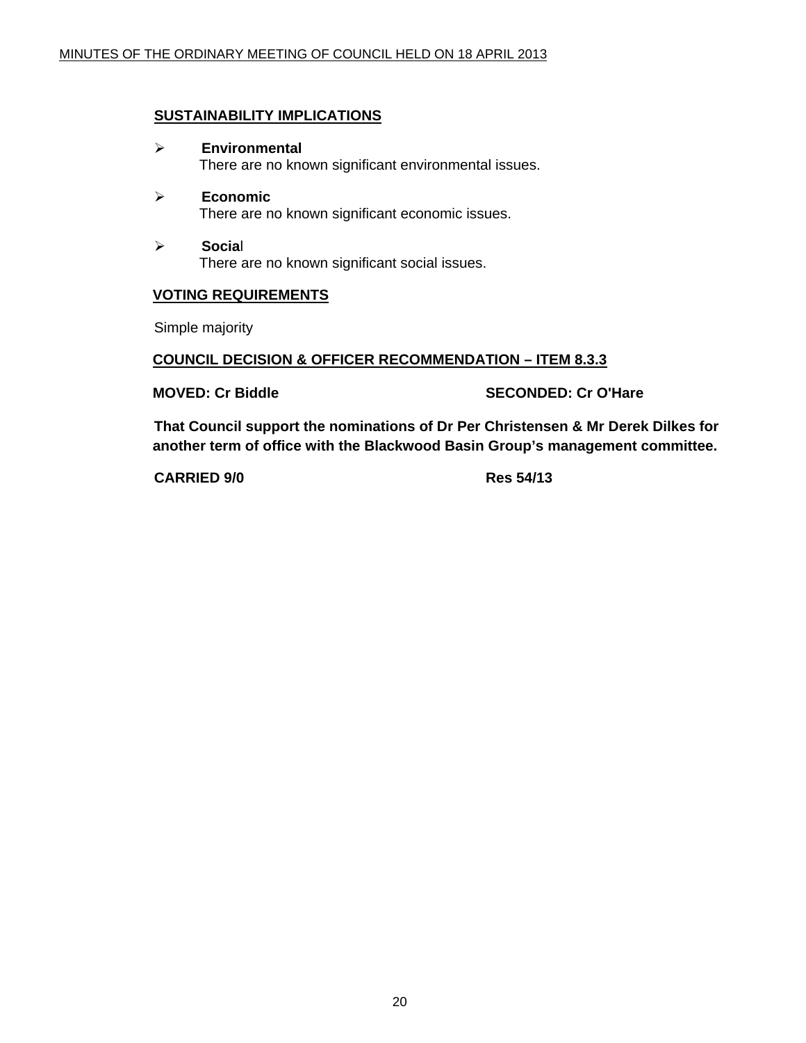## SUSTAINABILITY IMPLICATIONS

- **Environmental**
  There are no known significant environmental issues.

- **Economic**
  There are no known significant economic issues.

- **Social**
  There are no known significant social issues.

## VOTING REQUIREMENTS

Simple majority

## COUNCIL DECISION & OFFICER RECOMMENDATION – ITEM 8.3.3

**MOVED: Cr Biddle** **SECONDED: Cr O'Hare**

**That Council support the nominations of Dr Per Christensen & Mr Derek Dilkes for another term of office with the Blackwood Basin Group's management committee.**

**CARRIED 9/0** **Res 54/13**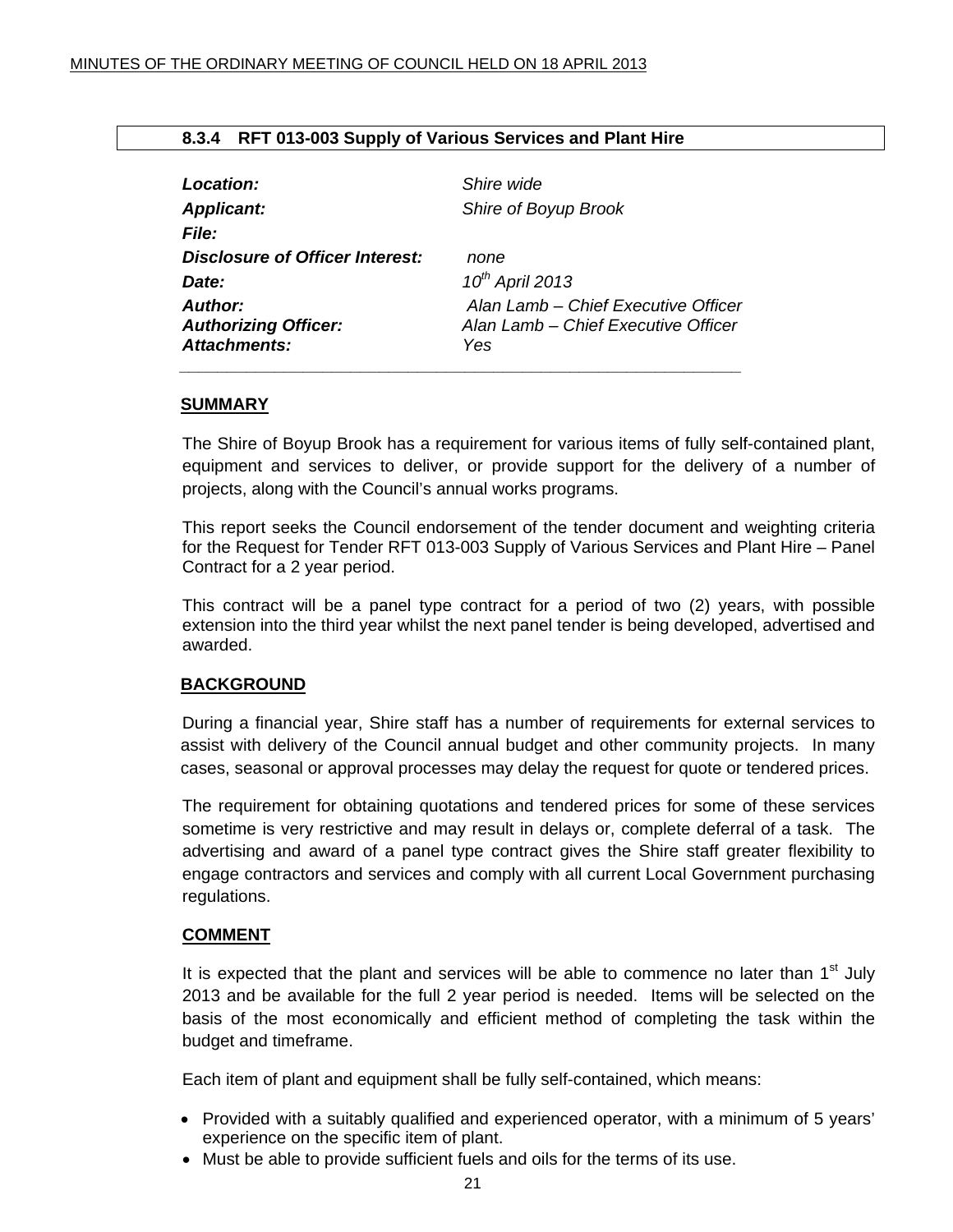## 8.3.4 RFT 013-003 Supply of Various Services and Plant Hire

| | |
|---|---|
| ***Location:*** | *Shire wide* |
| ***Applicant:*** | *Shire of Boyup Brook* |
| ***File:*** | |
| ***Disclosure of Officer Interest:*** | *none* |
| ***Date:*** | *10th April 2013* |
| ***Author:*** | *Alan Lamb – Chief Executive Officer* |
| ***Authorizing Officer:*** | *Alan Lamb – Chief Executive Officer* |
| ***Attachments:*** | *Yes* |

### SUMMARY

The Shire of Boyup Brook has a requirement for various items of fully self-contained plant, equipment and services to deliver, or provide support for the delivery of a number of projects, along with the Council's annual works programs.

This report seeks the Council endorsement of the tender document and weighting criteria for the Request for Tender RFT 013-003 Supply of Various Services and Plant Hire – Panel Contract for a 2 year period.

This contract will be a panel type contract for a period of two (2) years, with possible extension into the third year whilst the next panel tender is being developed, advertised and awarded.

### BACKGROUND

During a financial year, Shire staff has a number of requirements for external services to assist with delivery of the Council annual budget and other community projects. In many cases, seasonal or approval processes may delay the request for quote or tendered prices.

The requirement for obtaining quotations and tendered prices for some of these services sometime is very restrictive and may result in delays or, complete deferral of a task. The advertising and award of a panel type contract gives the Shire staff greater flexibility to engage contractors and services and comply with all current Local Government purchasing regulations.

### COMMENT

It is expected that the plant and services will be able to commence no later than 1st July 2013 and be available for the full 2 year period is needed. Items will be selected on the basis of the most economically and efficient method of completing the task within the budget and timeframe.

Each item of plant and equipment shall be fully self-contained, which means:

- Provided with a suitably qualified and experienced operator, with a minimum of 5 years' experience on the specific item of plant.
- Must be able to provide sufficient fuels and oils for the terms of its use.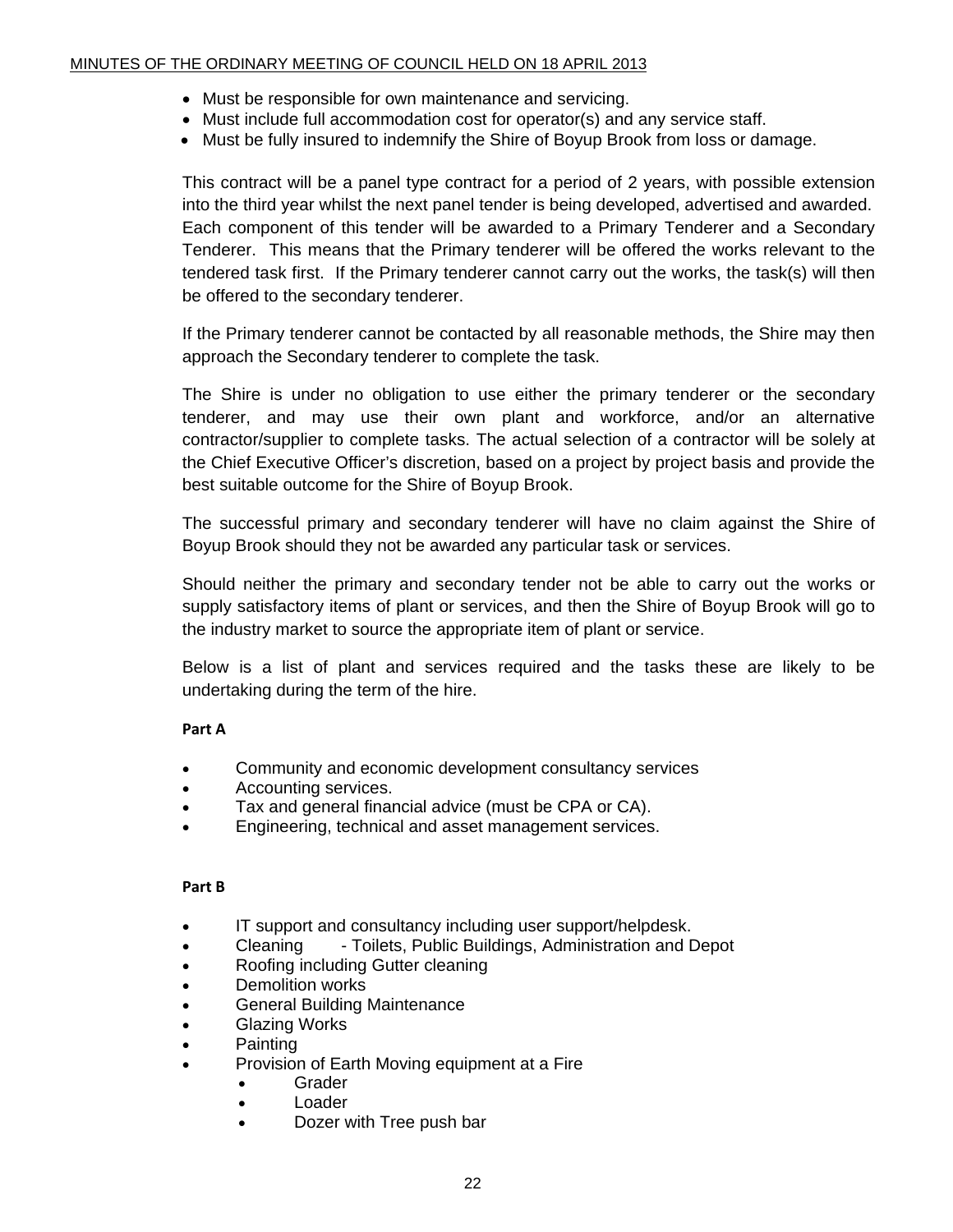- Must be responsible for own maintenance and servicing.
- Must include full accommodation cost for operator(s) and any service staff.
- Must be fully insured to indemnify the Shire of Boyup Brook from loss or damage.

This contract will be a panel type contract for a period of 2 years, with possible extension into the third year whilst the next panel tender is being developed, advertised and awarded. Each component of this tender will be awarded to a Primary Tenderer and a Secondary Tenderer. This means that the Primary tenderer will be offered the works relevant to the tendered task first. If the Primary tenderer cannot carry out the works, the task(s) will then be offered to the secondary tenderer.

If the Primary tenderer cannot be contacted by all reasonable methods, the Shire may then approach the Secondary tenderer to complete the task.

The Shire is under no obligation to use either the primary tenderer or the secondary tenderer, and may use their own plant and workforce, and/or an alternative contractor/supplier to complete tasks. The actual selection of a contractor will be solely at the Chief Executive Officer's discretion, based on a project by project basis and provide the best suitable outcome for the Shire of Boyup Brook.

The successful primary and secondary tenderer will have no claim against the Shire of Boyup Brook should they not be awarded any particular task or services.

Should neither the primary and secondary tender not be able to carry out the works or supply satisfactory items of plant or services, and then the Shire of Boyup Brook will go to the industry market to source the appropriate item of plant or service.

Below is a list of plant and services required and the tasks these are likely to be undertaking during the term of the hire.

**Part A**

- Community and economic development consultancy services
- Accounting services.
- Tax and general financial advice (must be CPA or CA).
- Engineering, technical and asset management services.

**Part B**

- IT support and consultancy including user support/helpdesk.
- Cleaning - Toilets, Public Buildings, Administration and Depot
- Roofing including Gutter cleaning
- Demolition works
- General Building Maintenance
- Glazing Works
- Painting
- Provision of Earth Moving equipment at a Fire
  - Grader
  - Loader
  - Dozer with Tree push bar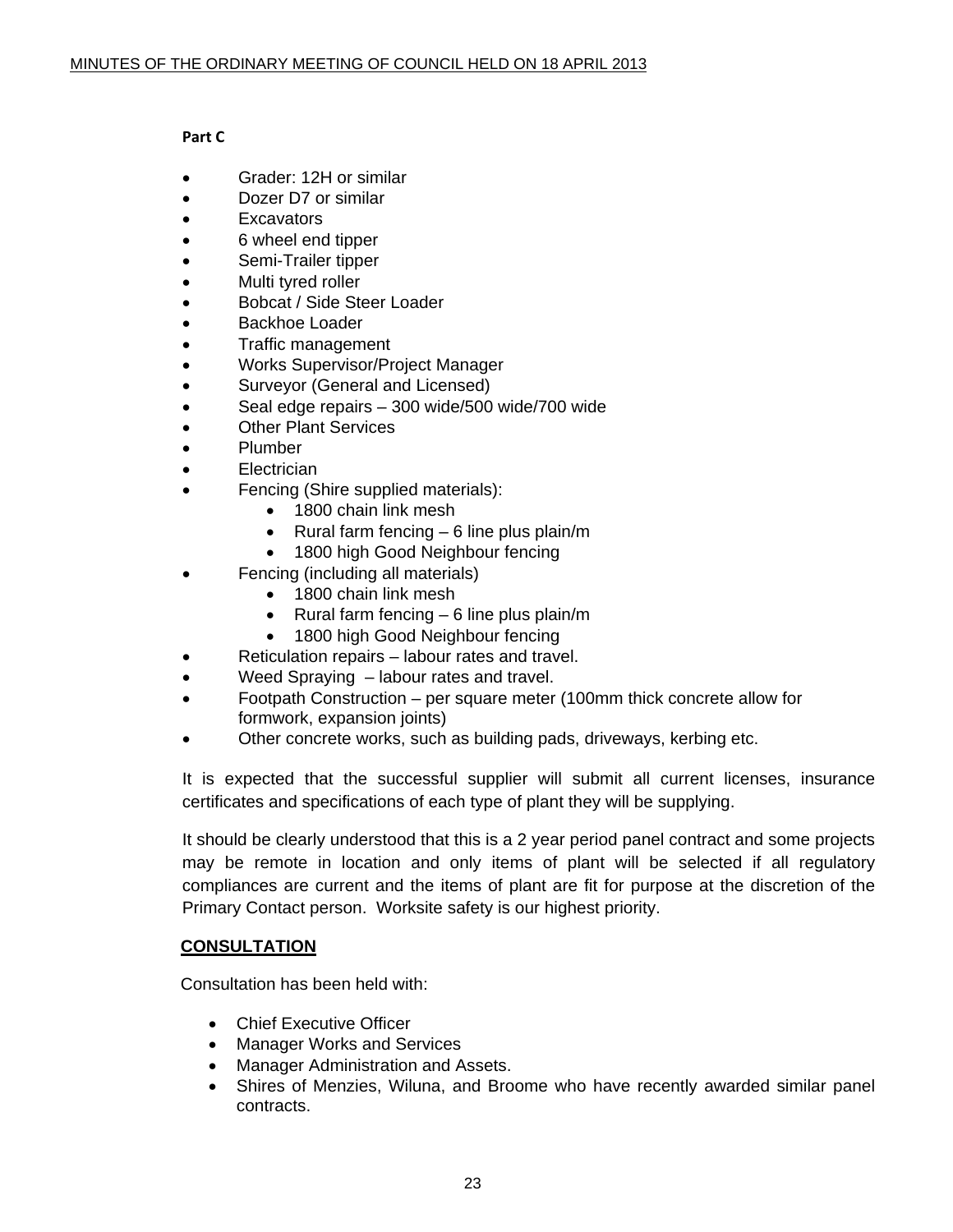**Part C**

- Grader: 12H or similar
- Dozer D7 or similar
- Excavators
- 6 wheel end tipper
- Semi-Trailer tipper
- Multi tyred roller
- Bobcat / Side Steer Loader
- Backhoe Loader
- Traffic management
- Works Supervisor/Project Manager
- Surveyor (General and Licensed)
- Seal edge repairs – 300 wide/500 wide/700 wide
- Other Plant Services
- Plumber
- Electrician
- Fencing (Shire supplied materials):
    - 1800 chain link mesh
    - Rural farm fencing – 6 line plus plain/m
    - 1800 high Good Neighbour fencing
- Fencing (including all materials)
    - 1800 chain link mesh
    - Rural farm fencing – 6 line plus plain/m
    - 1800 high Good Neighbour fencing
- Reticulation repairs – labour rates and travel.
- Weed Spraying – labour rates and travel.
- Footpath Construction – per square meter (100mm thick concrete allow for formwork, expansion joints)
- Other concrete works, such as building pads, driveways, kerbing etc.

It is expected that the successful supplier will submit all current licenses, insurance certificates and specifications of each type of plant they will be supplying.

It should be clearly understood that this is a 2 year period panel contract and some projects may be remote in location and only items of plant will be selected if all regulatory compliances are current and the items of plant are fit for purpose at the discretion of the Primary Contact person. Worksite safety is our highest priority.

## CONSULTATION

Consultation has been held with:

- Chief Executive Officer
- Manager Works and Services
- Manager Administration and Assets.
- Shires of Menzies, Wiluna, and Broome who have recently awarded similar panel contracts.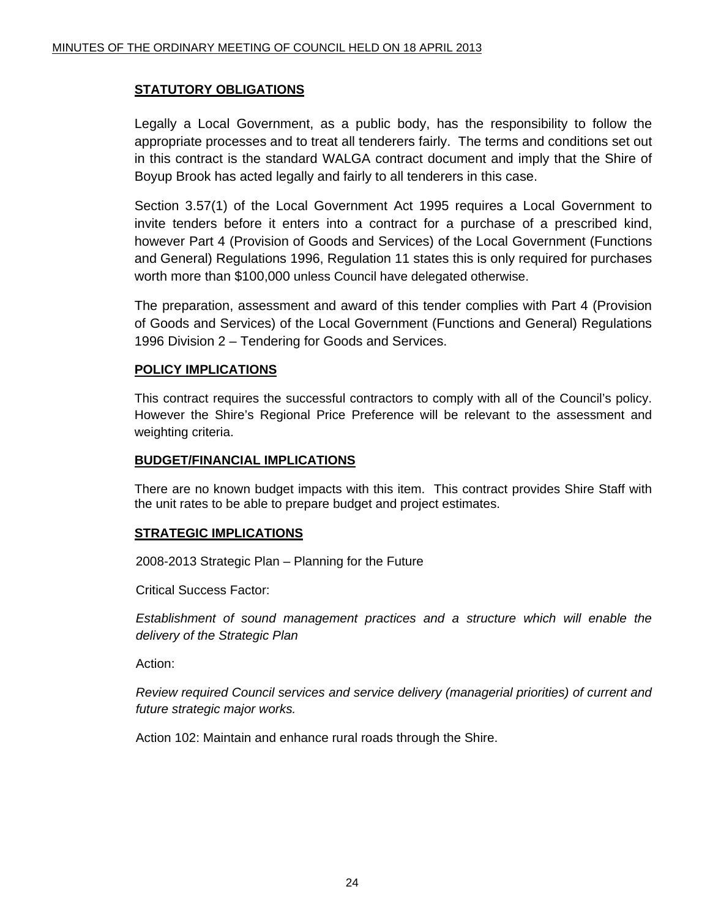## STATUTORY OBLIGATIONS

Legally a Local Government, as a public body, has the responsibility to follow the appropriate processes and to treat all tenderers fairly. The terms and conditions set out in this contract is the standard WALGA contract document and imply that the Shire of Boyup Brook has acted legally and fairly to all tenderers in this case.

Section 3.57(1) of the Local Government Act 1995 requires a Local Government to invite tenders before it enters into a contract for a purchase of a prescribed kind, however Part 4 (Provision of Goods and Services) of the Local Government (Functions and General) Regulations 1996, Regulation 11 states this is only required for purchases worth more than $100,000 unless Council have delegated otherwise.

The preparation, assessment and award of this tender complies with Part 4 (Provision of Goods and Services) of the Local Government (Functions and General) Regulations 1996 Division 2 – Tendering for Goods and Services.

## POLICY IMPLICATIONS

This contract requires the successful contractors to comply with all of the Council's policy. However the Shire's Regional Price Preference will be relevant to the assessment and weighting criteria.

## BUDGET/FINANCIAL IMPLICATIONS

There are no known budget impacts with this item. This contract provides Shire Staff with the unit rates to be able to prepare budget and project estimates.

## STRATEGIC IMPLICATIONS

2008-2013 Strategic Plan – Planning for the Future

Critical Success Factor:

*Establishment of sound management practices and a structure which will enable the delivery of the Strategic Plan*

Action:

*Review required Council services and service delivery (managerial priorities) of current and future strategic major works.*

Action 102: Maintain and enhance rural roads through the Shire.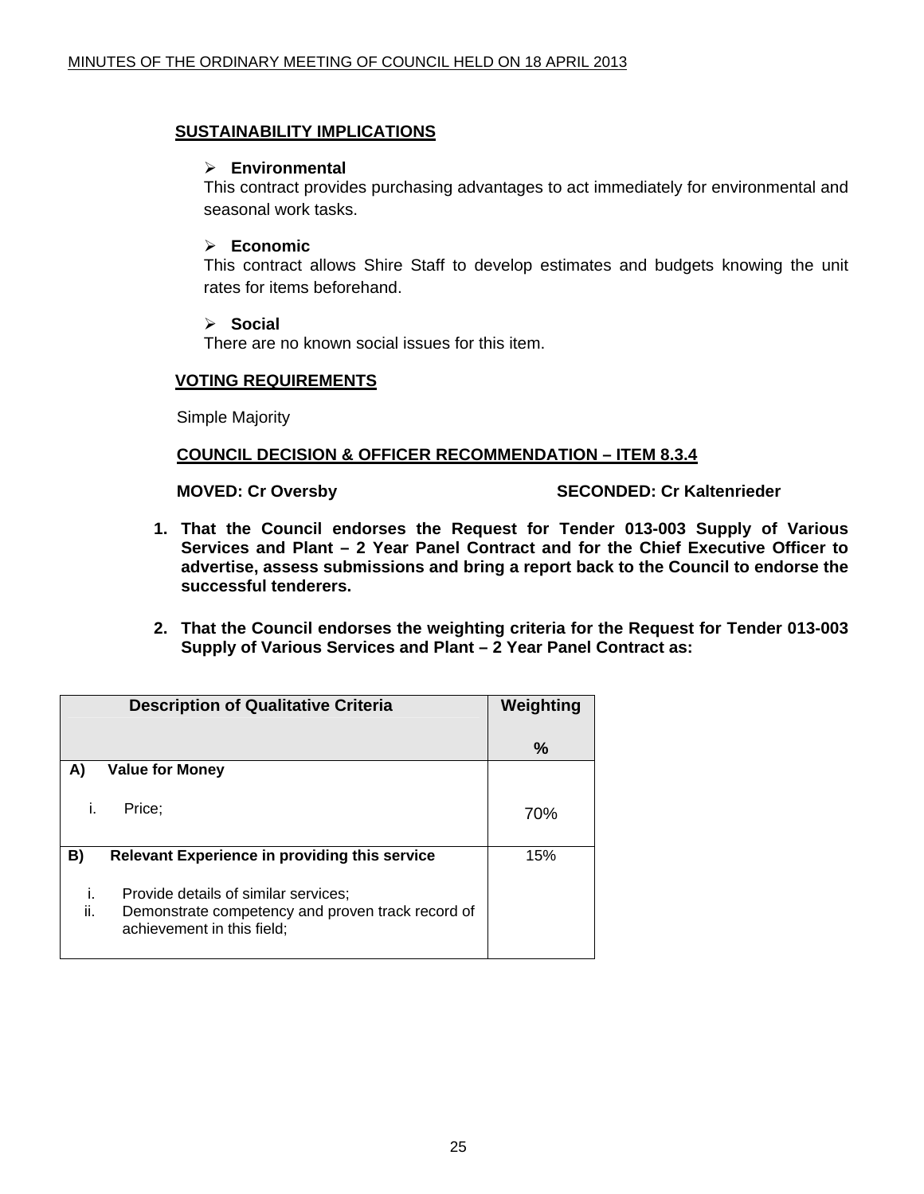## SUSTAINABILITY IMPLICATIONS

- **Environmental**
  This contract provides purchasing advantages to act immediately for environmental and seasonal work tasks.

- **Economic**
  This contract allows Shire Staff to develop estimates and budgets knowing the unit rates for items beforehand.

- **Social**
  There are no known social issues for this item.

## VOTING REQUIREMENTS

Simple Majority

## COUNCIL DECISION & OFFICER RECOMMENDATION – ITEM 8.3.4

**MOVED: Cr Oversby** **SECONDED: Cr Kaltenrieder**

1. **That the Council endorses the Request for Tender 013-003 Supply of Various Services and Plant – 2 Year Panel Contract and for the Chief Executive Officer to advertise, assess submissions and bring a report back to the Council to endorse the successful tenderers.**

2. **That the Council endorses the weighting criteria for the Request for Tender 013-003 Supply of Various Services and Plant – 2 Year Panel Contract as:**

| Description of Qualitative Criteria | Weighting % |
|---|---|
| **A) Value for Money**<br>i. Price; | 70% |
| **B) Relevant Experience in providing this service**<br>i. Provide details of similar services;<br>ii. Demonstrate competency and proven track record of achievement in this field; | 15% |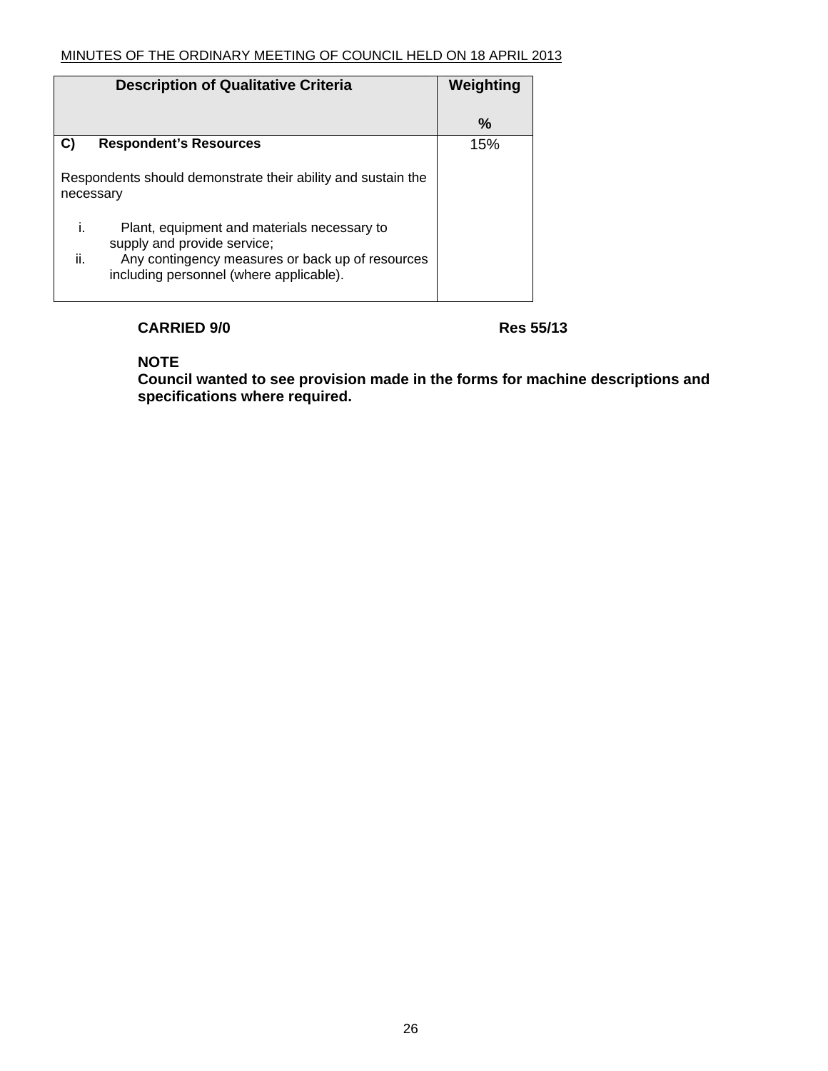| Description of Qualitative Criteria | Weighting<br><br>% |
| --- | --- |
| **C) Respondent's Resources**<br><br>Respondents should demonstrate their ability and sustain the necessary<br><br>i. Plant, equipment and materials necessary to supply and provide service;<br>ii. Any contingency measures or back up of resources including personnel (where applicable). | 15% |

**CARRIED 9/0** **Res 55/13**

**NOTE**
**Council wanted to see provision made in the forms for machine descriptions and specifications where required.**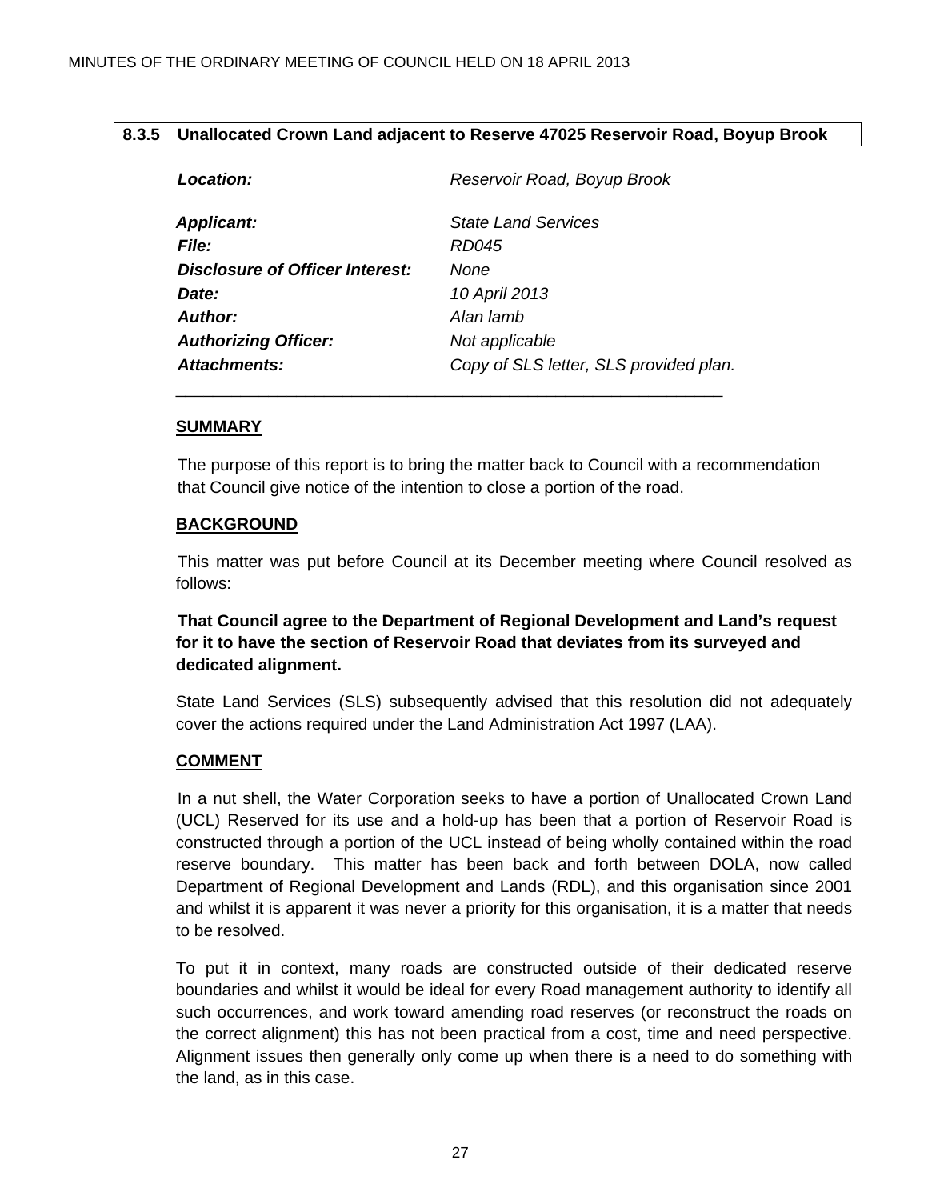### 8.3.5 Unallocated Crown Land adjacent to Reserve 47025 Reservoir Road, Boyup Brook

| | |
|---|---|
| ***Location:*** | *Reservoir Road, Boyup Brook* |
| ***Applicant:*** | *State Land Services* |
| ***File:*** | *RD045* |
| ***Disclosure of Officer Interest:*** | *None* |
| ***Date:*** | *10 April 2013* |
| ***Author:*** | *Alan lamb* |
| ***Authorizing Officer:*** | *Not applicable* |
| ***Attachments:*** | *Copy of SLS letter, SLS provided plan.* |

---

**SUMMARY**

The purpose of this report is to bring the matter back to Council with a recommendation that Council give notice of the intention to close a portion of the road.

**BACKGROUND**

This matter was put before Council at its December meeting where Council resolved as follows:

**That Council agree to the Department of Regional Development and Land's request for it to have the section of Reservoir Road that deviates from its surveyed and dedicated alignment.**

State Land Services (SLS) subsequently advised that this resolution did not adequately cover the actions required under the Land Administration Act 1997 (LAA).

**COMMENT**

In a nut shell, the Water Corporation seeks to have a portion of Unallocated Crown Land (UCL) Reserved for its use and a hold-up has been that a portion of Reservoir Road is constructed through a portion of the UCL instead of being wholly contained within the road reserve boundary. This matter has been back and forth between DOLA, now called Department of Regional Development and Lands (RDL), and this organisation since 2001 and whilst it is apparent it was never a priority for this organisation, it is a matter that needs to be resolved.

To put it in context, many roads are constructed outside of their dedicated reserve boundaries and whilst it would be ideal for every Road management authority to identify all such occurrences, and work toward amending road reserves (or reconstruct the roads on the correct alignment) this has not been practical from a cost, time and need perspective. Alignment issues then generally only come up when there is a need to do something with the land, as in this case.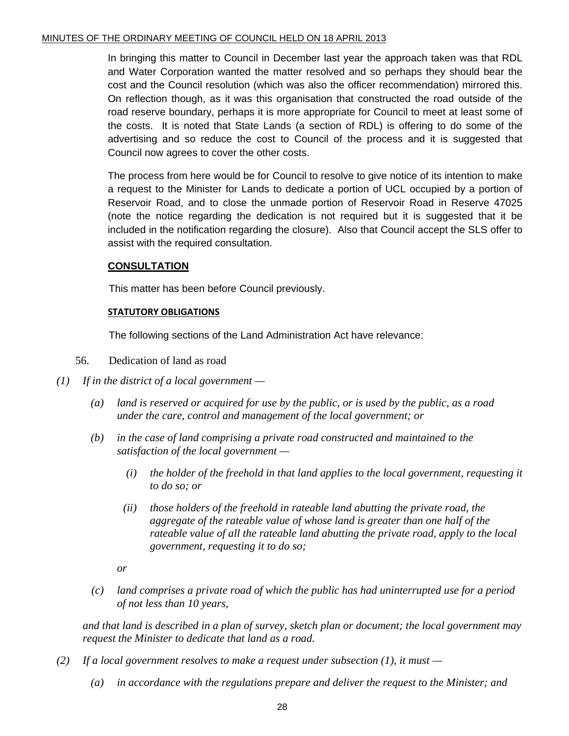In bringing this matter to Council in December last year the approach taken was that RDL and Water Corporation wanted the matter resolved and so perhaps they should bear the cost and the Council resolution (which was also the officer recommendation) mirrored this. On reflection though, as it was this organisation that constructed the road outside of the road reserve boundary, perhaps it is more appropriate for Council to meet at least some of the costs. It is noted that State Lands (a section of RDL) is offering to do some of the advertising and so reduce the cost to Council of the process and it is suggested that Council now agrees to cover the other costs.

The process from here would be for Council to resolve to give notice of its intention to make a request to the Minister for Lands to dedicate a portion of UCL occupied by a portion of Reservoir Road, and to close the unmade portion of Reservoir Road in Reserve 47025 (note the notice regarding the dedication is not required but it is suggested that it be included in the notification regarding the closure). Also that Council accept the SLS offer to assist with the required consultation.

**CONSULTATION**

This matter has been before Council previously.

**STATUTORY OBLIGATIONS**

The following sections of the Land Administration Act have relevance:

56. Dedication of land as road

*(1) If in the district of a local government —*

*(a) land is reserved or acquired for use by the public, or is used by the public, as a road under the care, control and management of the local government; or*

*(b) in the case of land comprising a private road constructed and maintained to the satisfaction of the local government —*

*(i) the holder of the freehold in that land applies to the local government, requesting it to do so; or*

*(ii) those holders of the freehold in rateable land abutting the private road, the aggregate of the rateable value of whose land is greater than one half of the rateable value of all the rateable land abutting the private road, apply to the local government, requesting it to do so;*

*or*

*(c) land comprises a private road of which the public has had uninterrupted use for a period of not less than 10 years,*

*and that land is described in a plan of survey, sketch plan or document; the local government may request the Minister to dedicate that land as a road.*

*(2) If a local government resolves to make a request under subsection (1), it must —*

*(a) in accordance with the regulations prepare and deliver the request to the Minister; and*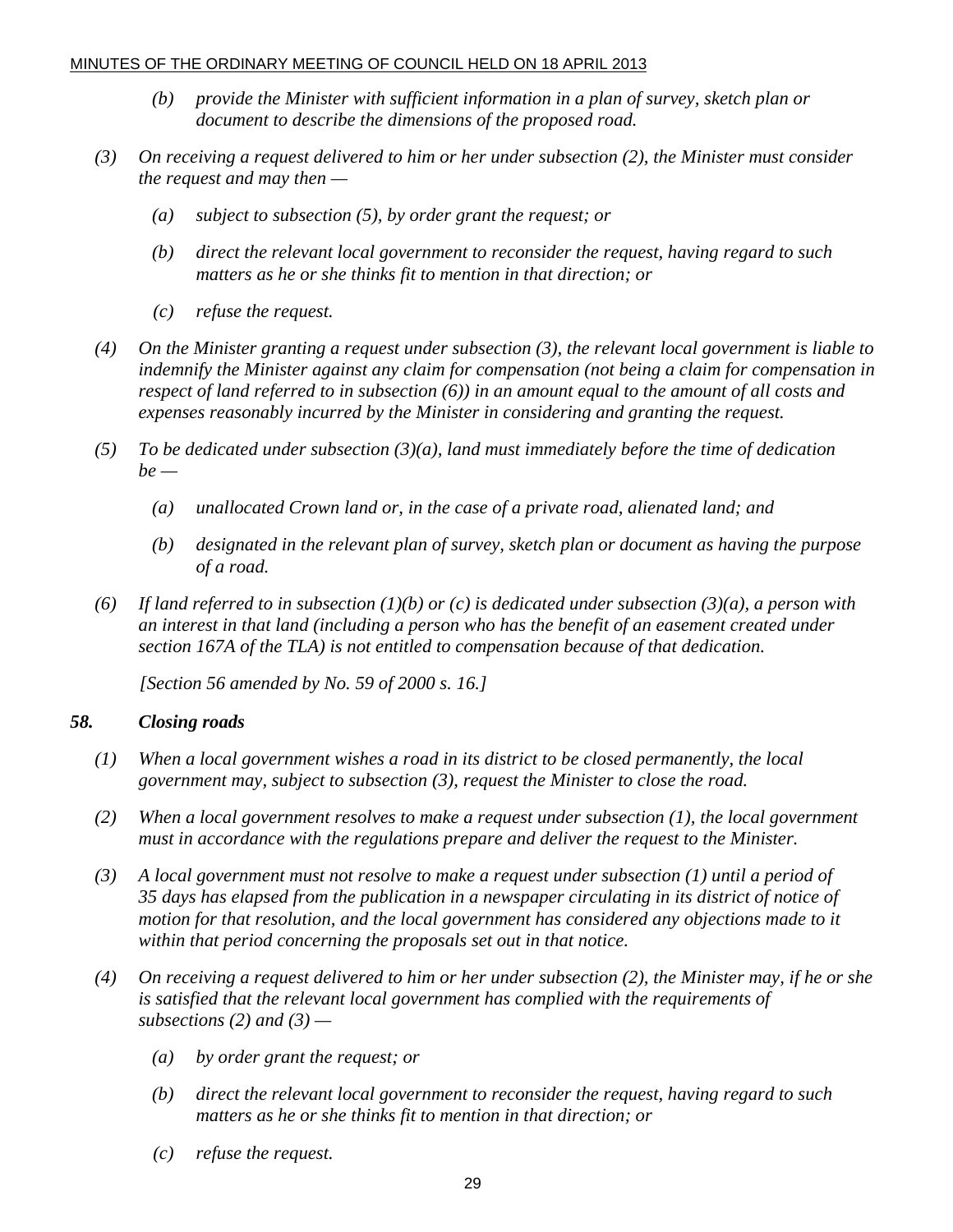*(b) provide the Minister with sufficient information in a plan of survey, sketch plan or document to describe the dimensions of the proposed road.*

*(3) On receiving a request delivered to him or her under subsection (2), the Minister must consider the request and may then —*

*(a) subject to subsection (5), by order grant the request; or*

*(b) direct the relevant local government to reconsider the request, having regard to such matters as he or she thinks fit to mention in that direction; or*

*(c) refuse the request.*

*(4) On the Minister granting a request under subsection (3), the relevant local government is liable to indemnify the Minister against any claim for compensation (not being a claim for compensation in respect of land referred to in subsection (6)) in an amount equal to the amount of all costs and expenses reasonably incurred by the Minister in considering and granting the request.*

*(5) To be dedicated under subsection (3)(a), land must immediately before the time of dedication be —*

*(a) unallocated Crown land or, in the case of a private road, alienated land; and*

*(b) designated in the relevant plan of survey, sketch plan or document as having the purpose of a road.*

*(6) If land referred to in subsection (1)(b) or (c) is dedicated under subsection (3)(a), a person with an interest in that land (including a person who has the benefit of an easement created under section 167A of the TLA) is not entitled to compensation because of that dedication.*

*[Section 56 amended by No. 59 of 2000 s. 16.]*

### *58. Closing roads*

*(1) When a local government wishes a road in its district to be closed permanently, the local government may, subject to subsection (3), request the Minister to close the road.*

*(2) When a local government resolves to make a request under subsection (1), the local government must in accordance with the regulations prepare and deliver the request to the Minister.*

*(3) A local government must not resolve to make a request under subsection (1) until a period of 35 days has elapsed from the publication in a newspaper circulating in its district of notice of motion for that resolution, and the local government has considered any objections made to it within that period concerning the proposals set out in that notice.*

*(4) On receiving a request delivered to him or her under subsection (2), the Minister may, if he or she is satisfied that the relevant local government has complied with the requirements of subsections (2) and (3) —*

*(a) by order grant the request; or*

*(b) direct the relevant local government to reconsider the request, having regard to such matters as he or she thinks fit to mention in that direction; or*

*(c) refuse the request.*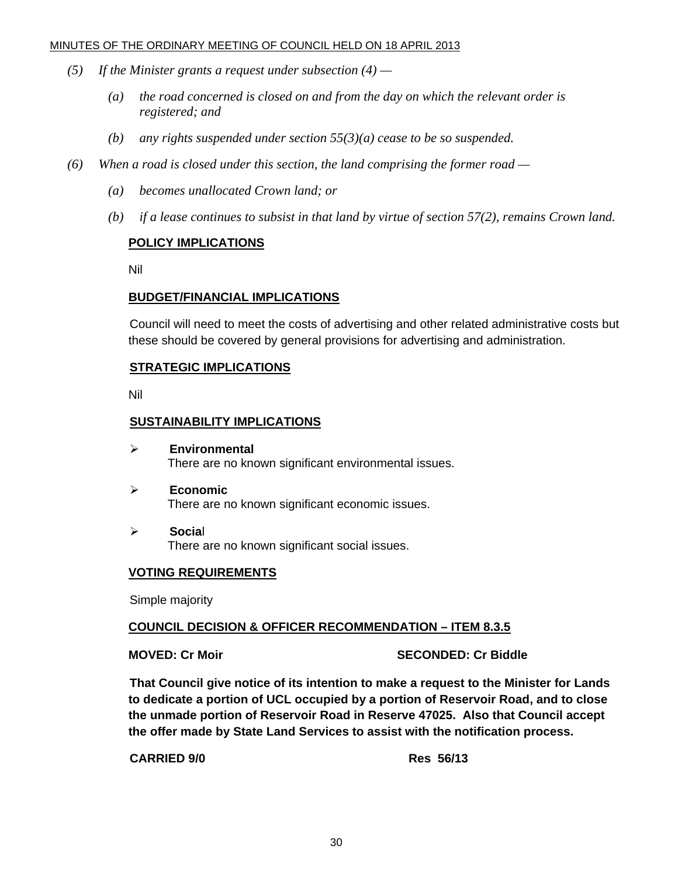*(5) If the Minister grants a request under subsection (4) —*

*(a) the road concerned is closed on and from the day on which the relevant order is registered; and*

*(b) any rights suspended under section 55(3)(a) cease to be so suspended.*

*(6) When a road is closed under this section, the land comprising the former road —*

*(a) becomes unallocated Crown land; or*

*(b) if a lease continues to subsist in that land by virtue of section 57(2), remains Crown land.*

**POLICY IMPLICATIONS**

Nil

**BUDGET/FINANCIAL IMPLICATIONS**

Council will need to meet the costs of advertising and other related administrative costs but these should be covered by general provisions for advertising and administration.

**STRATEGIC IMPLICATIONS**

Nil

**SUSTAINABILITY IMPLICATIONS**

- **Environmental**
  There are no known significant environmental issues.
- **Economic**
  There are no known significant economic issues.
- **Social**
  There are no known significant social issues.

**VOTING REQUIREMENTS**

Simple majority

**COUNCIL DECISION & OFFICER RECOMMENDATION – ITEM 8.3.5**

**MOVED: Cr Moir SECONDED: Cr Biddle**

**That Council give notice of its intention to make a request to the Minister for Lands to dedicate a portion of UCL occupied by a portion of Reservoir Road, and to close the unmade portion of Reservoir Road in Reserve 47025. Also that Council accept the offer made by State Land Services to assist with the notification process.**

**CARRIED 9/0 Res 56/13**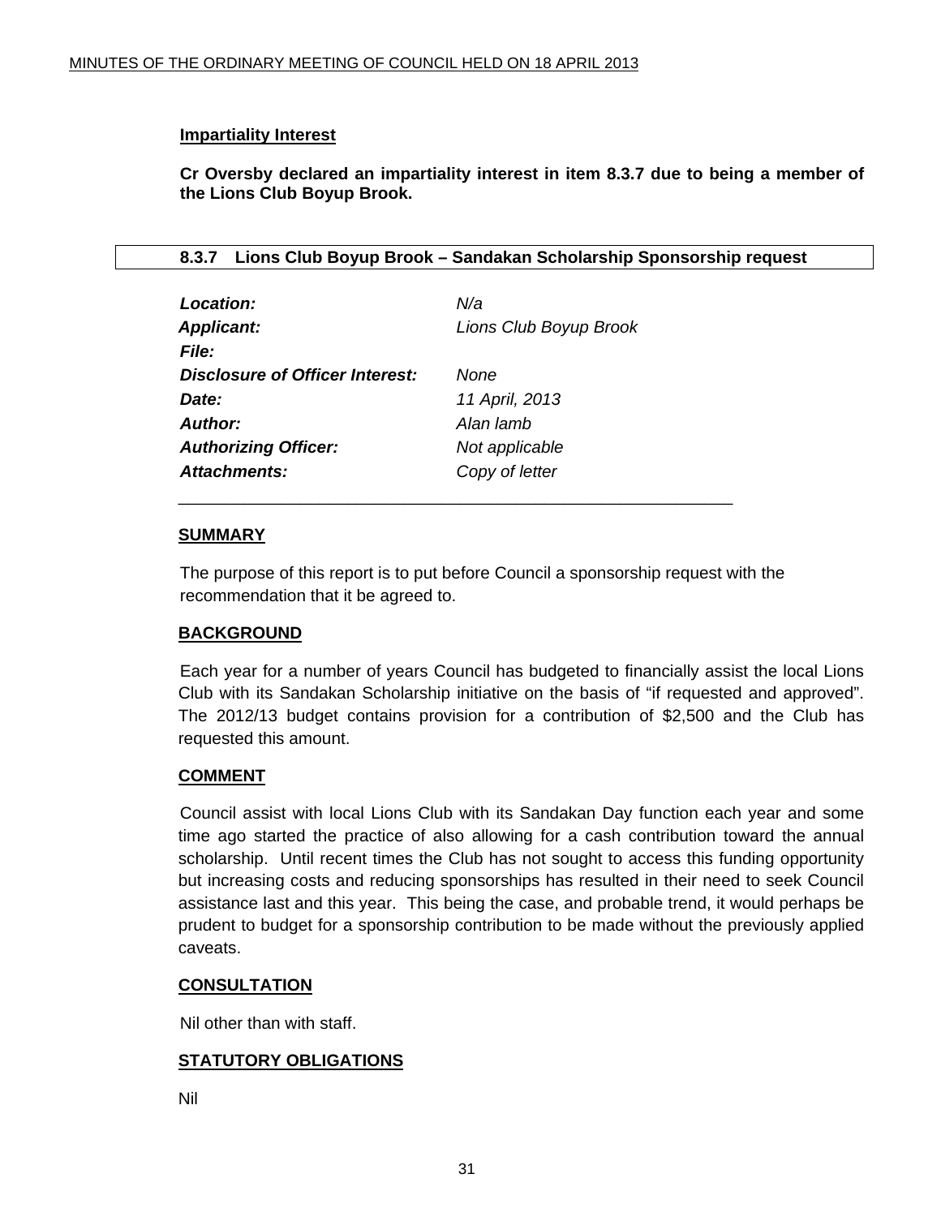**Impartiality Interest**

**Cr Oversby declared an impartiality interest in item 8.3.7 due to being a member of the Lions Club Boyup Brook.**

### 8.3.7 Lions Club Boyup Brook – Sandakan Scholarship Sponsorship request

| | |
|---|---|
| ***Location:*** | *N/a* |
| ***Applicant:*** | *Lions Club Boyup Brook* |
| ***File:*** | |
| ***Disclosure of Officer Interest:*** | *None* |
| ***Date:*** | *11 April, 2013* |
| ***Author:*** | *Alan lamb* |
| ***Authorizing Officer:*** | *Not applicable* |
| ***Attachments:*** | *Copy of letter* |

---

**SUMMARY**

The purpose of this report is to put before Council a sponsorship request with the recommendation that it be agreed to.

**BACKGROUND**

Each year for a number of years Council has budgeted to financially assist the local Lions Club with its Sandakan Scholarship initiative on the basis of "if requested and approved". The 2012/13 budget contains provision for a contribution of $2,500 and the Club has requested this amount.

**COMMENT**

Council assist with local Lions Club with its Sandakan Day function each year and some time ago started the practice of also allowing for a cash contribution toward the annual scholarship. Until recent times the Club has not sought to access this funding opportunity but increasing costs and reducing sponsorships has resulted in their need to seek Council assistance last and this year. This being the case, and probable trend, it would perhaps be prudent to budget for a sponsorship contribution to be made without the previously applied caveats.

**CONSULTATION**

Nil other than with staff.

**STATUTORY OBLIGATIONS**

Nil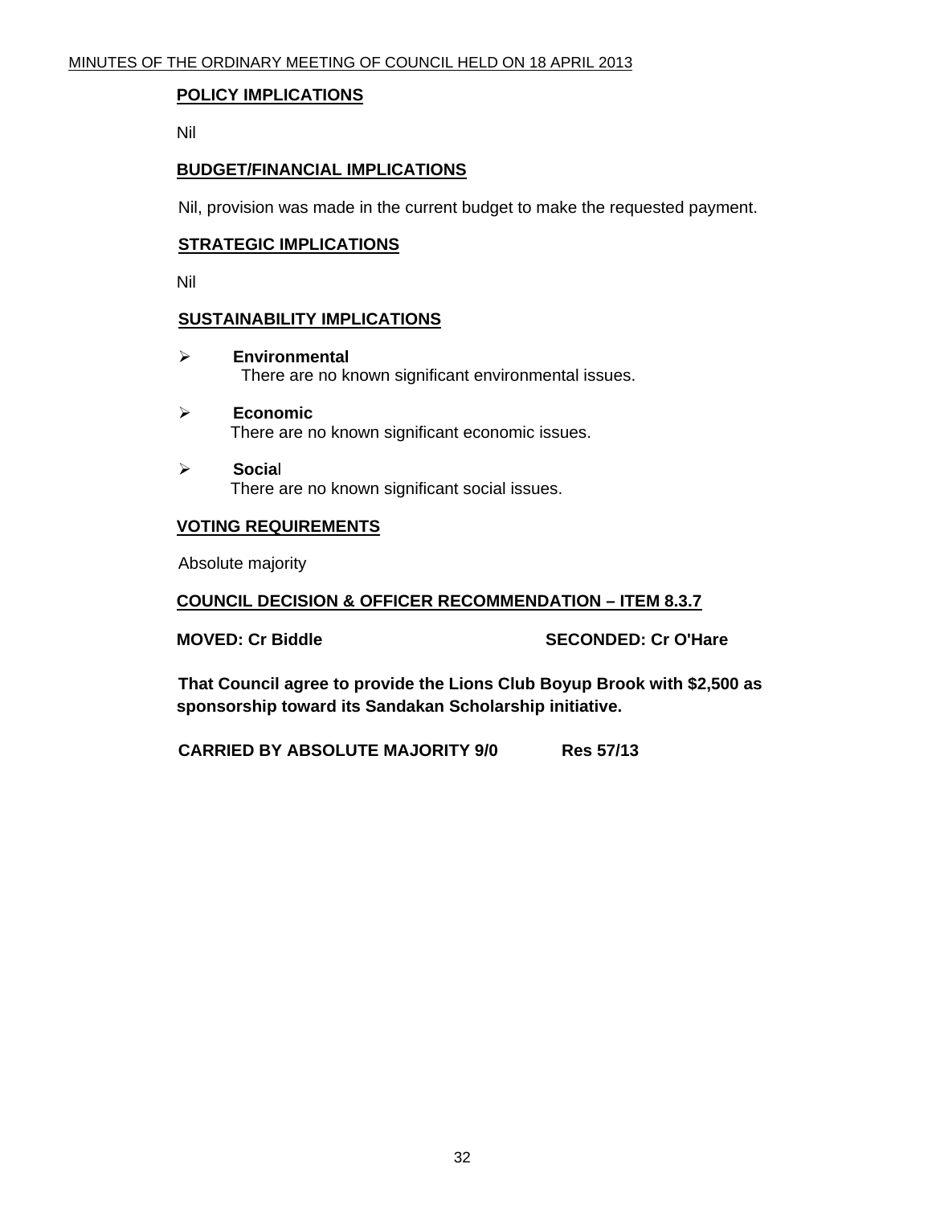**POLICY IMPLICATIONS**

Nil

**BUDGET/FINANCIAL IMPLICATIONS**

Nil, provision was made in the current budget to make the requested payment.

**STRATEGIC IMPLICATIONS**

Nil

**SUSTAINABILITY IMPLICATIONS**

- **Environmental**
  There are no known significant environmental issues.
- **Economic**
  There are no known significant economic issues.
- **Social**
  There are no known significant social issues.

**VOTING REQUIREMENTS**

Absolute majority

**COUNCIL DECISION & OFFICER RECOMMENDATION – ITEM 8.3.7**

**MOVED: Cr Biddle** **SECONDED: Cr O'Hare**

**That Council agree to provide the Lions Club Boyup Brook with $2,500 as sponsorship toward its Sandakan Scholarship initiative.**

**CARRIED BY ABSOLUTE MAJORITY 9/0** **Res 57/13**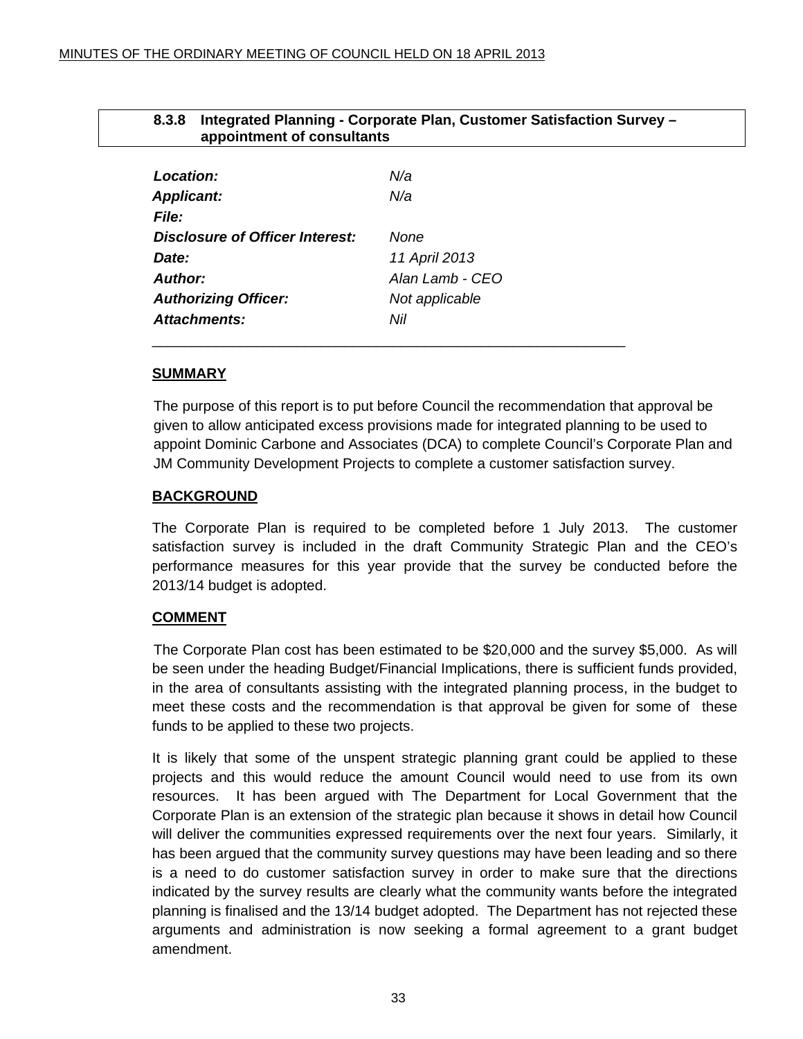## 8.3.8 Integrated Planning - Corporate Plan, Customer Satisfaction Survey – appointment of consultants

| | |
|---|---|
| ***Location:*** | *N/a* |
| ***Applicant:*** | *N/a* |
| ***File:*** | |
| ***Disclosure of Officer Interest:*** | *None* |
| ***Date:*** | *11 April 2013* |
| ***Author:*** | *Alan Lamb - CEO* |
| ***Authorizing Officer:*** | *Not applicable* |
| ***Attachments:*** | *Nil* |

---

**SUMMARY**

The purpose of this report is to put before Council the recommendation that approval be given to allow anticipated excess provisions made for integrated planning to be used to appoint Dominic Carbone and Associates (DCA) to complete Council's Corporate Plan and JM Community Development Projects to complete a customer satisfaction survey.

**BACKGROUND**

The Corporate Plan is required to be completed before 1 July 2013. The customer satisfaction survey is included in the draft Community Strategic Plan and the CEO's performance measures for this year provide that the survey be conducted before the 2013/14 budget is adopted.

**COMMENT**

The Corporate Plan cost has been estimated to be $20,000 and the survey $5,000. As will be seen under the heading Budget/Financial Implications, there is sufficient funds provided, in the area of consultants assisting with the integrated planning process, in the budget to meet these costs and the recommendation is that approval be given for some of these funds to be applied to these two projects.

It is likely that some of the unspent strategic planning grant could be applied to these projects and this would reduce the amount Council would need to use from its own resources. It has been argued with The Department for Local Government that the Corporate Plan is an extension of the strategic plan because it shows in detail how Council will deliver the communities expressed requirements over the next four years. Similarly, it has been argued that the community survey questions may have been leading and so there is a need to do customer satisfaction survey in order to make sure that the directions indicated by the survey results are clearly what the community wants before the integrated planning is finalised and the 13/14 budget adopted. The Department has not rejected these arguments and administration is now seeking a formal agreement to a grant budget amendment.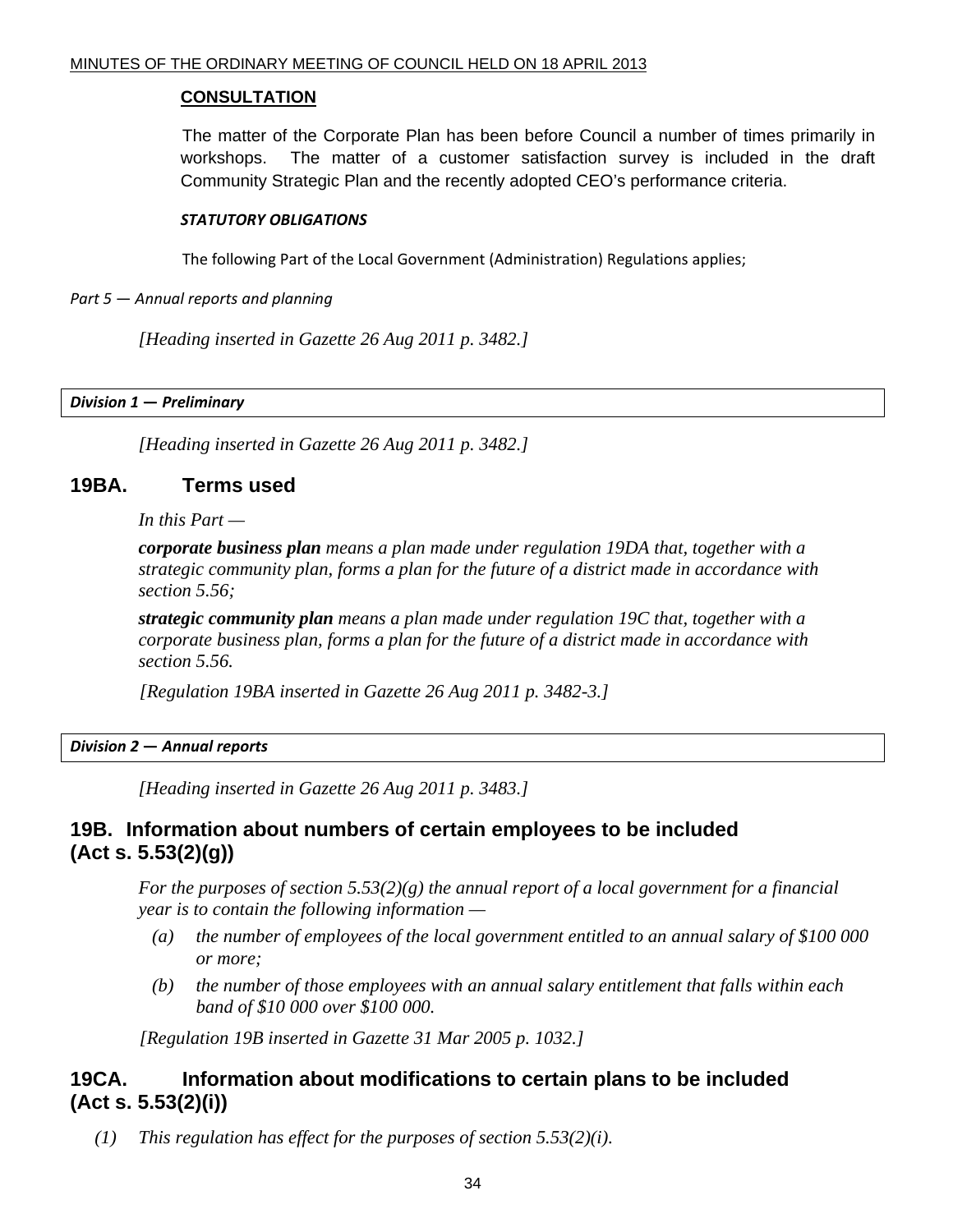**CONSULTATION**

The matter of the Corporate Plan has been before Council a number of times primarily in workshops. The matter of a customer satisfaction survey is included in the draft Community Strategic Plan and the recently adopted CEO's performance criteria.

***STATUTORY OBLIGATIONS***

The following Part of the Local Government (Administration) Regulations applies;

*Part 5 — Annual reports and planning*

*[Heading inserted in Gazette 26 Aug 2011 p. 3482.]*

***Division 1 — Preliminary***

*[Heading inserted in Gazette 26 Aug 2011 p. 3482.]*

## 19BA. Terms used

*In this Part —*

***corporate business plan** means a plan made under regulation 19DA that, together with a strategic community plan, forms a plan for the future of a district made in accordance with section 5.56;*

***strategic community plan** means a plan made under regulation 19C that, together with a corporate business plan, forms a plan for the future of a district made in accordance with section 5.56.*

*[Regulation 19BA inserted in Gazette 26 Aug 2011 p. 3482-3.]*

***Division 2 — Annual reports***

*[Heading inserted in Gazette 26 Aug 2011 p. 3483.]*

## 19B. Information about numbers of certain employees to be included (Act s. 5.53(2)(g))

*For the purposes of section 5.53(2)(g) the annual report of a local government for a financial year is to contain the following information —*

- *(a) the number of employees of the local government entitled to an annual salary of $100 000 or more;*
- *(b) the number of those employees with an annual salary entitlement that falls within each band of $10 000 over $100 000.*

*[Regulation 19B inserted in Gazette 31 Mar 2005 p. 1032.]*

## 19CA. Information about modifications to certain plans to be included (Act s. 5.53(2)(i))

*(1) This regulation has effect for the purposes of section 5.53(2)(i).*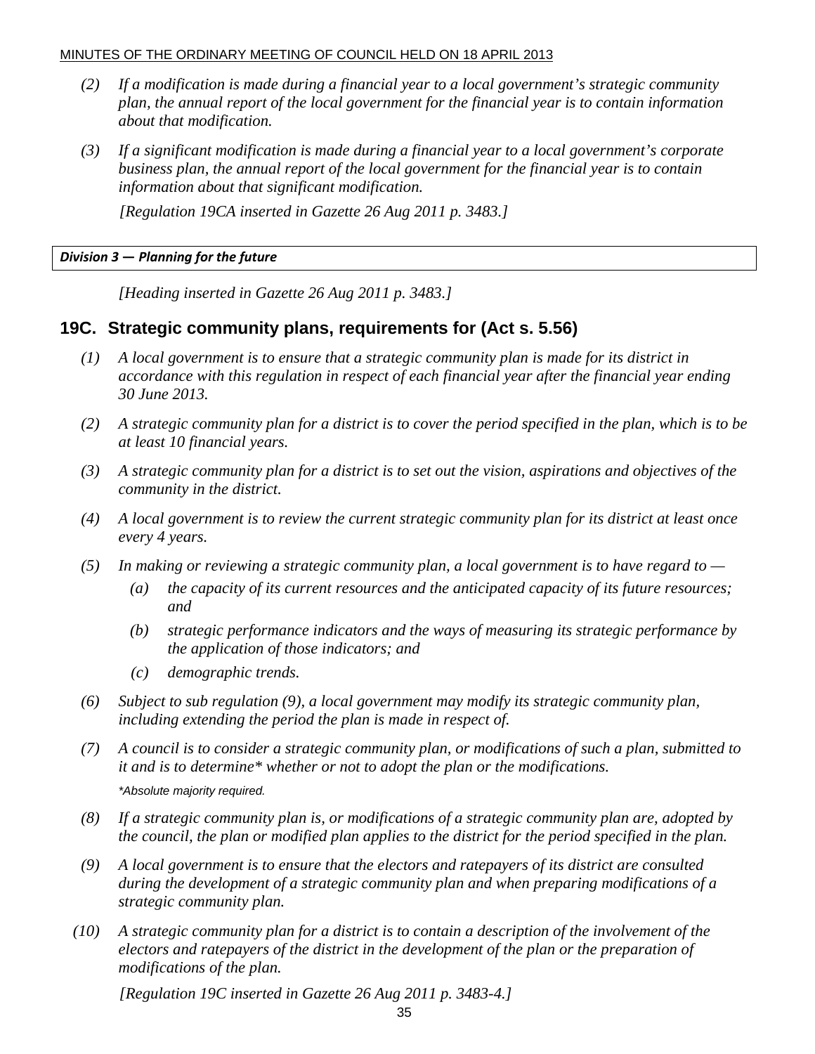*(2) If a modification is made during a financial year to a local government's strategic community plan, the annual report of the local government for the financial year is to contain information about that modification.*

*(3) If a significant modification is made during a financial year to a local government's corporate business plan, the annual report of the local government for the financial year is to contain information about that significant modification.*

*[Regulation 19CA inserted in Gazette 26 Aug 2011 p. 3483.]*

***Division 3 — Planning for the future***

*[Heading inserted in Gazette 26 Aug 2011 p. 3483.]*

## 19C. Strategic community plans, requirements for (Act s. 5.56)

*(1) A local government is to ensure that a strategic community plan is made for its district in accordance with this regulation in respect of each financial year after the financial year ending 30 June 2013.*

*(2) A strategic community plan for a district is to cover the period specified in the plan, which is to be at least 10 financial years.*

*(3) A strategic community plan for a district is to set out the vision, aspirations and objectives of the community in the district.*

*(4) A local government is to review the current strategic community plan for its district at least once every 4 years.*

*(5) In making or reviewing a strategic community plan, a local government is to have regard to —*

*(a) the capacity of its current resources and the anticipated capacity of its future resources; and*

*(b) strategic performance indicators and the ways of measuring its strategic performance by the application of those indicators; and*

*(c) demographic trends.*

*(6) Subject to sub regulation (9), a local government may modify its strategic community plan, including extending the period the plan is made in respect of.*

*(7) A council is to consider a strategic community plan, or modifications of such a plan, submitted to it and is to determine* whether or not to adopt the plan or the modifications.*

**Absolute majority required.*

*(8) If a strategic community plan is, or modifications of a strategic community plan are, adopted by the council, the plan or modified plan applies to the district for the period specified in the plan.*

*(9) A local government is to ensure that the electors and ratepayers of its district are consulted during the development of a strategic community plan and when preparing modifications of a strategic community plan.*

*(10) A strategic community plan for a district is to contain a description of the involvement of the electors and ratepayers of the district in the development of the plan or the preparation of modifications of the plan.*

*[Regulation 19C inserted in Gazette 26 Aug 2011 p. 3483-4.]*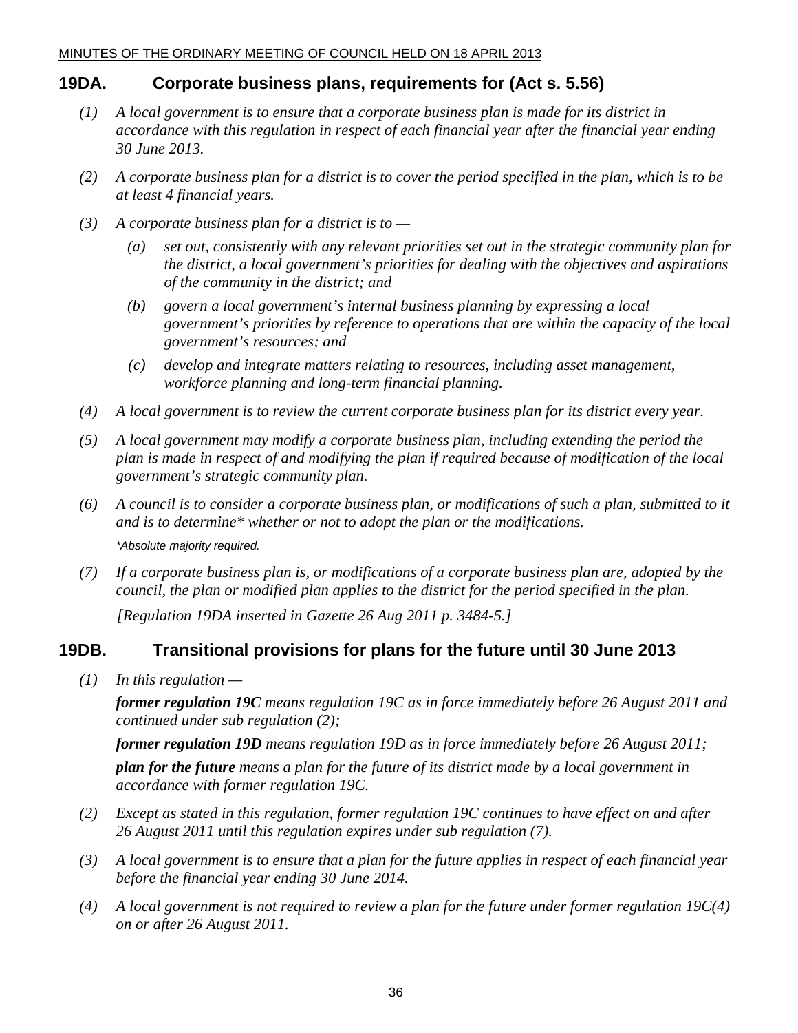## 19DA. Corporate business plans, requirements for (Act s. 5.56)

*(1) A local government is to ensure that a corporate business plan is made for its district in accordance with this regulation in respect of each financial year after the financial year ending 30 June 2013.*

*(2) A corporate business plan for a district is to cover the period specified in the plan, which is to be at least 4 financial years.*

*(3) A corporate business plan for a district is to —*

*(a) set out, consistently with any relevant priorities set out in the strategic community plan for the district, a local government's priorities for dealing with the objectives and aspirations of the community in the district; and*

*(b) govern a local government's internal business planning by expressing a local government's priorities by reference to operations that are within the capacity of the local government's resources; and*

*(c) develop and integrate matters relating to resources, including asset management, workforce planning and long-term financial planning.*

*(4) A local government is to review the current corporate business plan for its district every year.*

*(5) A local government may modify a corporate business plan, including extending the period the plan is made in respect of and modifying the plan if required because of modification of the local government's strategic community plan.*

*(6) A council is to consider a corporate business plan, or modifications of such a plan, submitted to it and is to determine* whether or not to adopt the plan or the modifications.*

*\*Absolute majority required.*

*(7) If a corporate business plan is, or modifications of a corporate business plan are, adopted by the council, the plan or modified plan applies to the district for the period specified in the plan.*

*[Regulation 19DA inserted in Gazette 26 Aug 2011 p. 3484-5.]*

## 19DB. Transitional provisions for plans for the future until 30 June 2013

*(1) In this regulation —*

***former regulation 19C** means regulation 19C as in force immediately before 26 August 2011 and continued under sub regulation (2);*

***former regulation 19D** means regulation 19D as in force immediately before 26 August 2011;*

***plan for the future** means a plan for the future of its district made by a local government in accordance with former regulation 19C.*

*(2) Except as stated in this regulation, former regulation 19C continues to have effect on and after 26 August 2011 until this regulation expires under sub regulation (7).*

*(3) A local government is to ensure that a plan for the future applies in respect of each financial year before the financial year ending 30 June 2014.*

*(4) A local government is not required to review a plan for the future under former regulation 19C(4) on or after 26 August 2011.*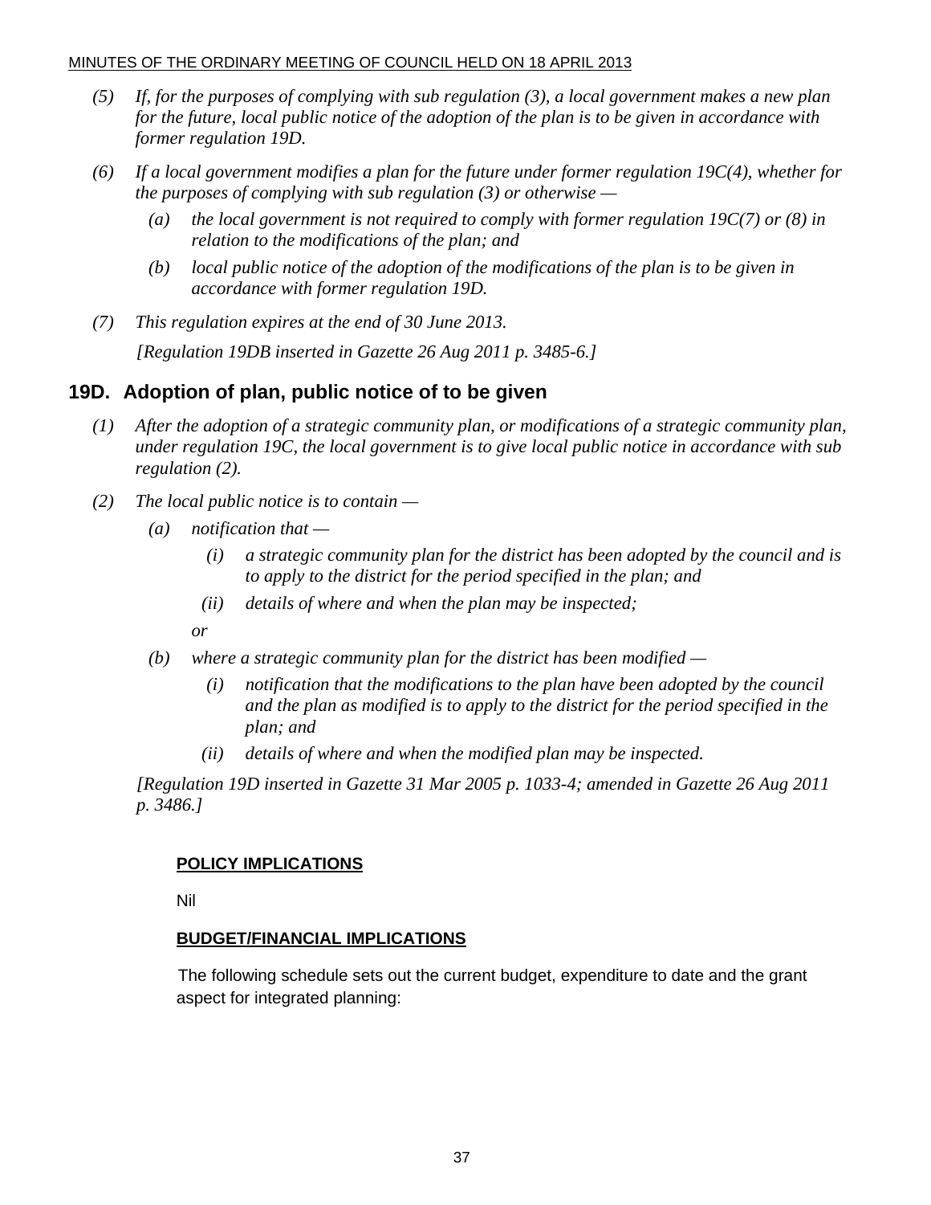*(5) If, for the purposes of complying with sub regulation (3), a local government makes a new plan for the future, local public notice of the adoption of the plan is to be given in accordance with former regulation 19D.*

*(6) If a local government modifies a plan for the future under former regulation 19C(4), whether for the purposes of complying with sub regulation (3) or otherwise —*

*(a) the local government is not required to comply with former regulation 19C(7) or (8) in relation to the modifications of the plan; and*

*(b) local public notice of the adoption of the modifications of the plan is to be given in accordance with former regulation 19D.*

*(7) This regulation expires at the end of 30 June 2013.*

*[Regulation 19DB inserted in Gazette 26 Aug 2011 p. 3485-6.]*

## 19D. Adoption of plan, public notice of to be given

*(1) After the adoption of a strategic community plan, or modifications of a strategic community plan, under regulation 19C, the local government is to give local public notice in accordance with sub regulation (2).*

*(2) The local public notice is to contain —*

*(a) notification that —*

*(i) a strategic community plan for the district has been adopted by the council and is to apply to the district for the period specified in the plan; and*

*(ii) details of where and when the plan may be inspected;*

*or*

*(b) where a strategic community plan for the district has been modified —*

*(i) notification that the modifications to the plan have been adopted by the council and the plan as modified is to apply to the district for the period specified in the plan; and*

*(ii) details of where and when the modified plan may be inspected.*

*[Regulation 19D inserted in Gazette 31 Mar 2005 p. 1033-4; amended in Gazette 26 Aug 2011 p. 3486.]*

**POLICY IMPLICATIONS**

Nil

**BUDGET/FINANCIAL IMPLICATIONS**

The following schedule sets out the current budget, expenditure to date and the grant aspect for integrated planning: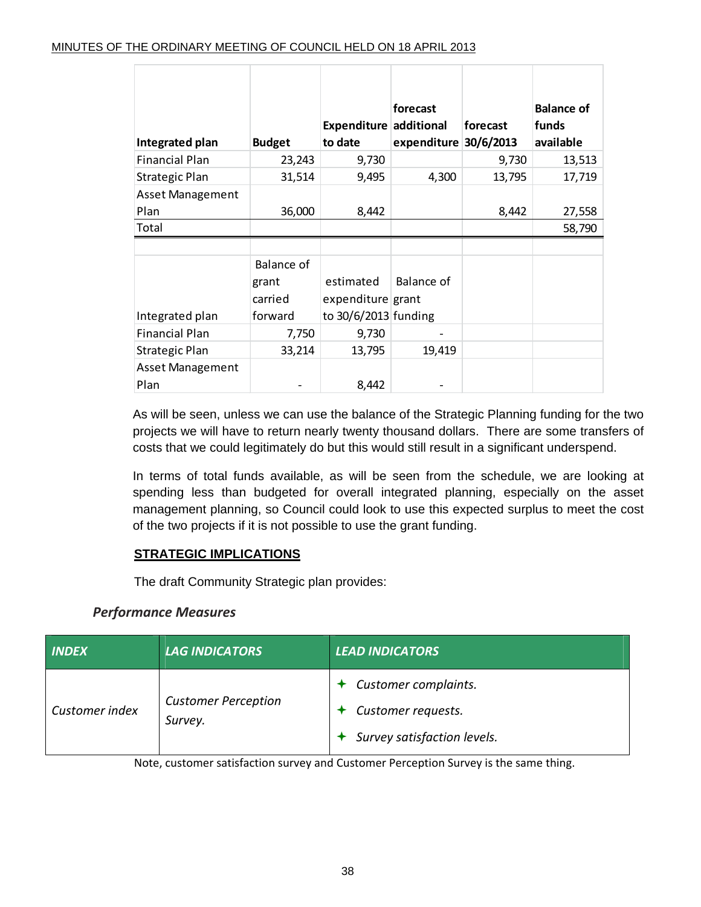| Integrated plan | Budget | Expenditure to date | forecast additional expenditure | forecast 30/6/2013 | Balance of funds available |
|---|---|---|---|---|---|
| Financial Plan | 23,243 | 9,730 | | 9,730 | 13,513 |
| Strategic Plan | 31,514 | 9,495 | 4,300 | 13,795 | 17,719 |
| Asset Management Plan | 36,000 | 8,442 | | 8,442 | 27,558 |
| Total | | | | | 58,790 |

| Integrated plan | Balance of grant carried forward | estimated expenditure to 30/6/2013 | Balance of grant funding |
|---|---|---|---|
| Financial Plan | 7,750 | 9,730 | - |
| Strategic Plan | 33,214 | 13,795 | 19,419 |
| Asset Management Plan | - | 8,442 | - |

As will be seen, unless we can use the balance of the Strategic Planning funding for the two projects we will have to return nearly twenty thousand dollars. There are some transfers of costs that we could legitimately do but this would still result in a significant underspend.

In terms of total funds available, as will be seen from the schedule, we are looking at spending less than budgeted for overall integrated planning, especially on the asset management planning, so Council could look to use this expected surplus to meet the cost of the two projects if it is not possible to use the grant funding.

## STRATEGIC IMPLICATIONS

The draft Community Strategic plan provides:

### *Performance Measures*

| *INDEX* | *LAG INDICATORS* | *LEAD INDICATORS* |
|---|---|---|
| *Customer index* | *Customer Perception Survey.* | ✦ *Customer complaints.*<br>✦ *Customer requests.*<br>✦ *Survey satisfaction levels.* |

Note, customer satisfaction survey and Customer Perception Survey is the same thing.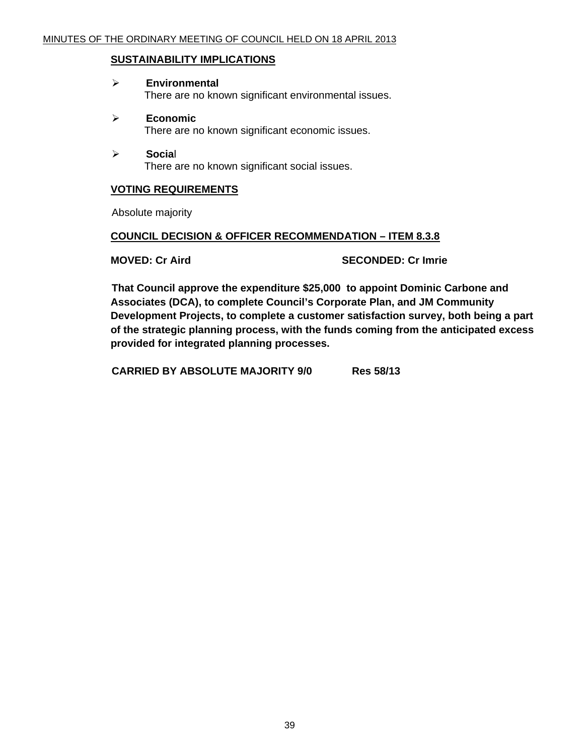## SUSTAINABILITY IMPLICATIONS

- **Environmental**
  There are no known significant environmental issues.

- **Economic**
  There are no known significant economic issues.

- **Social**
  There are no known significant social issues.

## VOTING REQUIREMENTS

Absolute majority

## COUNCIL DECISION & OFFICER RECOMMENDATION – ITEM 8.3.8

**MOVED: Cr Aird** **SECONDED: Cr Imrie**

**That Council approve the expenditure $25,000 to appoint Dominic Carbone and Associates (DCA), to complete Council's Corporate Plan, and JM Community Development Projects, to complete a customer satisfaction survey, both being a part of the strategic planning process, with the funds coming from the anticipated excess provided for integrated planning processes.**

**CARRIED BY ABSOLUTE MAJORITY 9/0** **Res 58/13**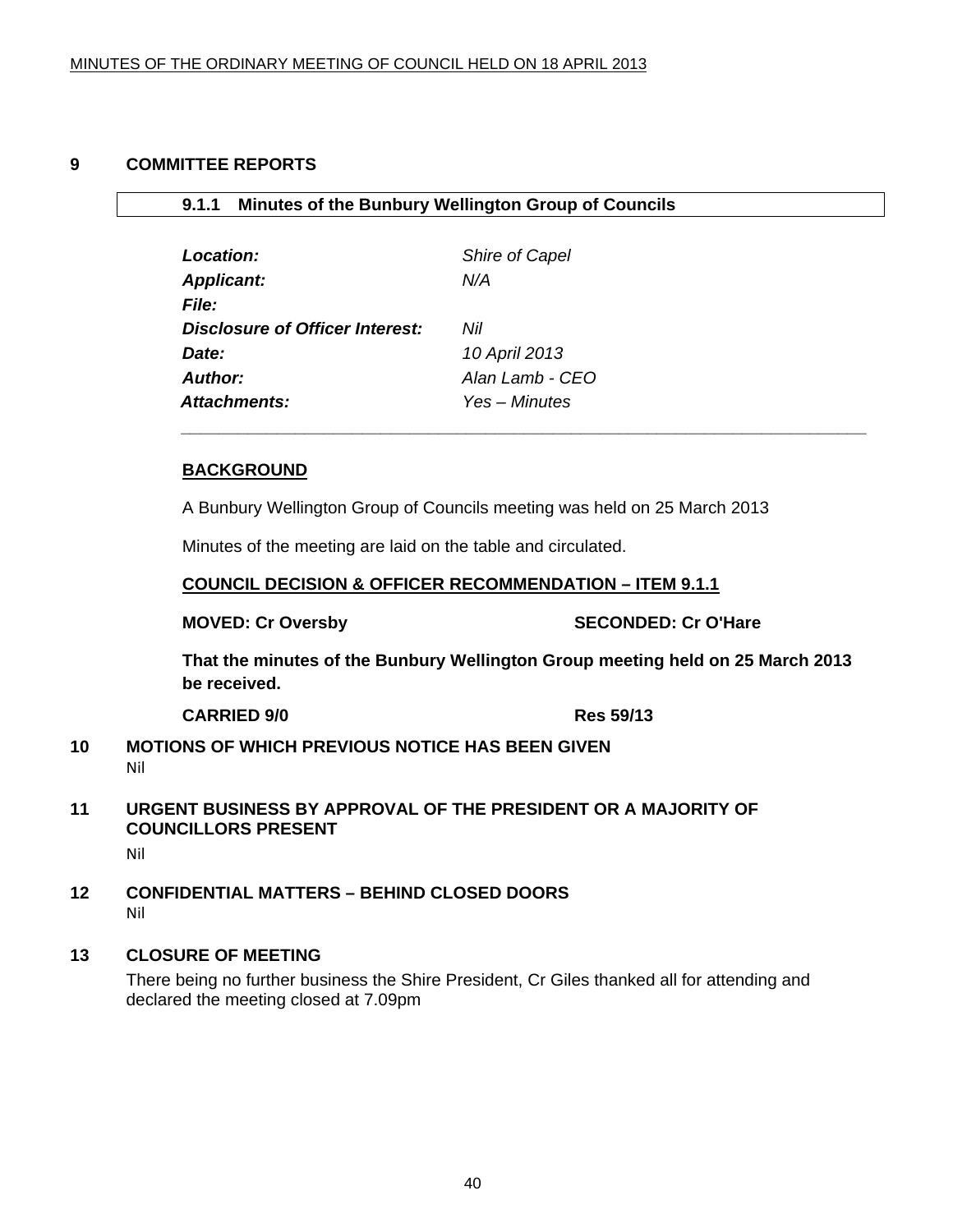## 9 COMMITTEE REPORTS

### 9.1.1 Minutes of the Bunbury Wellington Group of Councils

| | |
|---|---|
| ***Location:*** | *Shire of Capel* |
| ***Applicant:*** | *N/A* |
| ***File:*** | |
| ***Disclosure of Officer Interest:*** | *Nil* |
| ***Date:*** | *10 April 2013* |
| ***Author:*** | *Alan Lamb - CEO* |
| ***Attachments:*** | *Yes – Minutes* |

---

**BACKGROUND**

A Bunbury Wellington Group of Councils meeting was held on 25 March 2013

Minutes of the meeting are laid on the table and circulated.

**COUNCIL DECISION & OFFICER RECOMMENDATION – ITEM 9.1.1**

**MOVED: Cr Oversby** **SECONDED: Cr O'Hare**

**That the minutes of the Bunbury Wellington Group meeting held on 25 March 2013 be received.**

**CARRIED 9/0** **Res 59/13**

## 10 MOTIONS OF WHICH PREVIOUS NOTICE HAS BEEN GIVEN

Nil

## 11 URGENT BUSINESS BY APPROVAL OF THE PRESIDENT OR A MAJORITY OF COUNCILLORS PRESENT

Nil

## 12 CONFIDENTIAL MATTERS – BEHIND CLOSED DOORS

Nil

## 13 CLOSURE OF MEETING

There being no further business the Shire President, Cr Giles thanked all for attending and declared the meeting closed at 7.09pm